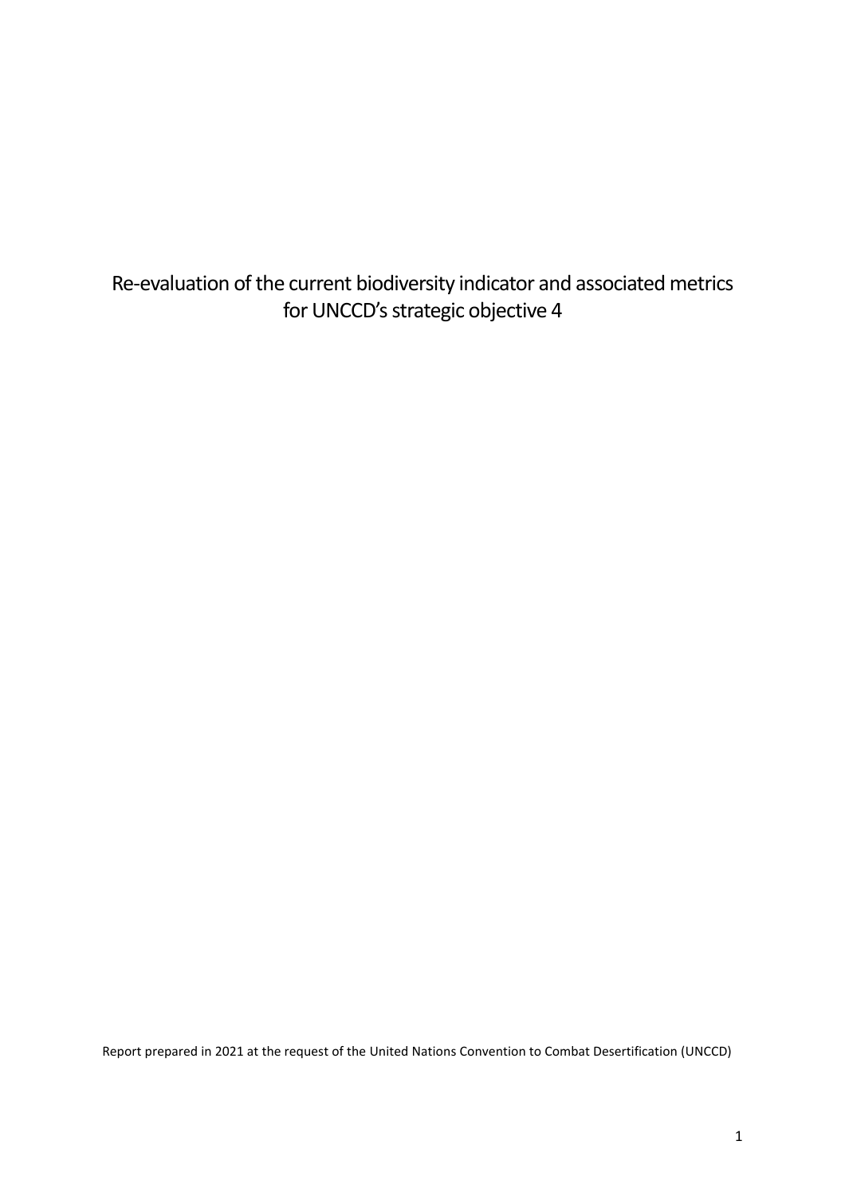# Re-evaluation of the current biodiversity indicator and associated metrics for UNCCD's strategic objective 4

Report prepared in 2021 at the request of the United Nations Convention to Combat Desertification (UNCCD)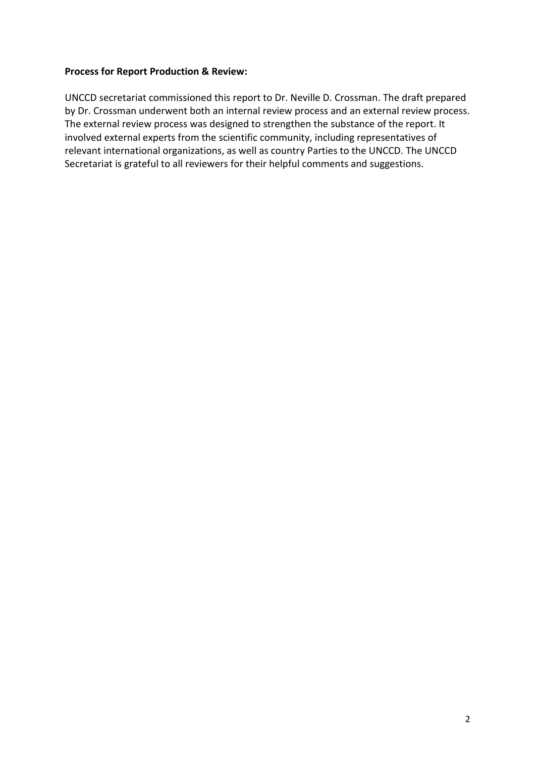**Process for Report Production & Review:**

UNCCD secretariat commissioned this report to Dr. Neville D. Crossman. The draft prepared by Dr. Crossman underwent both an internal review process and an external review process. The external review process was designed to strengthen the substance of the report. It involved external experts from the scientific community, including representatives of relevant international organizations, as well as country Parties to the UNCCD. The UNCCD Secretariat is grateful to all reviewers for their helpful comments and suggestions.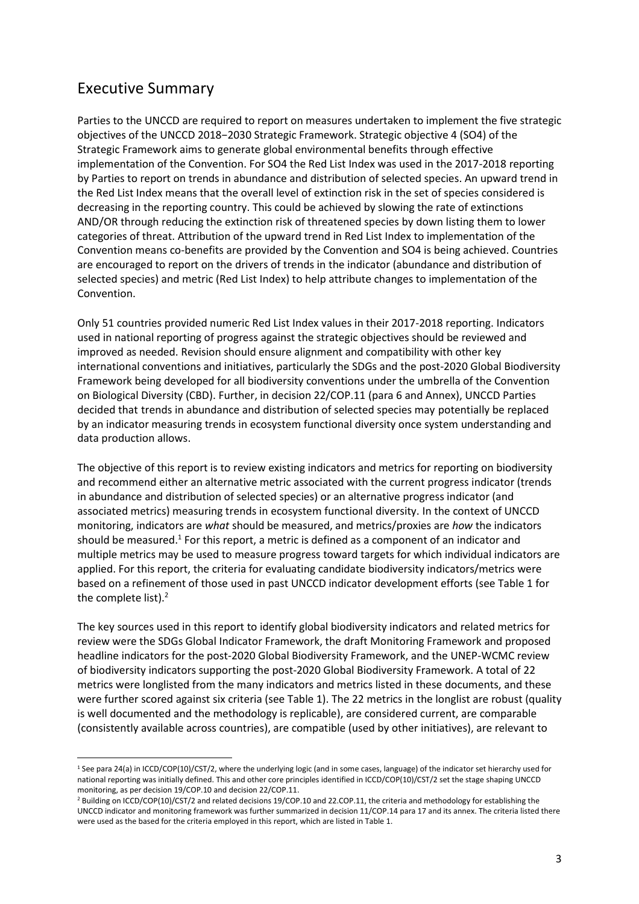## Executive Summary

Parties to the UNCCD are required to report on measures undertaken to implement the five strategic objectives of the UNCCD 2018−2030 Strategic Framework. Strategic objective 4 (SO4) of the Strategic Framework aims to generate global environmental benefits through effective implementation of the Convention. For SO4 the Red List Index was used in the 2017-2018 reporting by Parties to report on trends in abundance and distribution of selected species. An upward trend in the Red List Index means that the overall level of extinction risk in the set of species considered is decreasing in the reporting country. This could be achieved by slowing the rate of extinctions AND/OR through reducing the extinction risk of threatened species by down listing them to lower categories of threat. Attribution of the upward trend in Red List Index to implementation of the Convention means co-benefits are provided by the Convention and SO4 is being achieved. Countries are encouraged to report on the drivers of trends in the indicator (abundance and distribution of selected species) and metric (Red List Index) to help attribute changes to implementation of the Convention.

Only 51 countries provided numeric Red List Index values in their 2017-2018 reporting. Indicators used in national reporting of progress against the strategic objectives should be reviewed and improved as needed. Revision should ensure alignment and compatibility with other key international conventions and initiatives, particularly the SDGs and the post-2020 Global Biodiversity Framework being developed for all biodiversity conventions under the umbrella of the Convention on Biological Diversity (CBD). Further, in decision 22/COP.11 (para 6 and Annex), UNCCD Parties decided that trends in abundance and distribution of selected species may potentially be replaced by an indicator measuring trends in ecosystem functional diversity once system understanding and data production allows.

The objective of this report is to review existing indicators and metrics for reporting on biodiversity and recommend either an alternative metric associated with the current progress indicator (trends in abundance and distribution of selected species) or an alternative progress indicator (and associated metrics) measuring trends in ecosystem functional diversity. In the context of UNCCD monitoring, indicators are *what* should be measured, and metrics/proxies are *how* the indicators should be measured.[1] For this report, a metric is defined as a component of an indicator and multiple metrics may be used to measure progress toward targets for which individual indicators are applied. For this report, the criteria for evaluating candidate biodiversity indicators/metrics were based on a refinement of those used in past UNCCD indicator development efforts (see Table 1 for the complete list).[2]

The key sources used in this report to identify global biodiversity indicators and related metrics for review were the SDGs Global Indicator Framework, the draft Monitoring Framework and proposed headline indicators for the post-2020 Global Biodiversity Framework, and the UNEP-WCMC review of biodiversity indicators supporting the post-2020 Global Biodiversity Framework. A total of 22 metrics were longlisted from the many indicators and metrics listed in these documents, and these were further scored against six criteria (see Table 1). The 22 metrics in the longlist are robust (quality is well documented and the methodology is replicable), are considered current, are comparable (consistently available across countries), are compatible (used by other initiatives), are relevant to

---

[1] See para 24(a) in ICCD/COP(10)/CST/2, where the underlying logic (and in some cases, language) of the indicator set hierarchy used for national reporting was initially defined. This and other core principles identified in ICCD/COP(10)/CST/2 set the stage shaping UNCCD monitoring, as per decision 19/COP.10 and decision 22/COP.11.

[2] Building on ICCD/COP(10)/CST/2 and related decisions 19/COP.10 and 22.COP.11, the criteria and methodology for establishing the UNCCD indicator and monitoring framework was further summarized in decision 11/COP.14 para 17 and its annex. The criteria listed there were used as the based for the criteria employed in this report, which are listed in Table 1.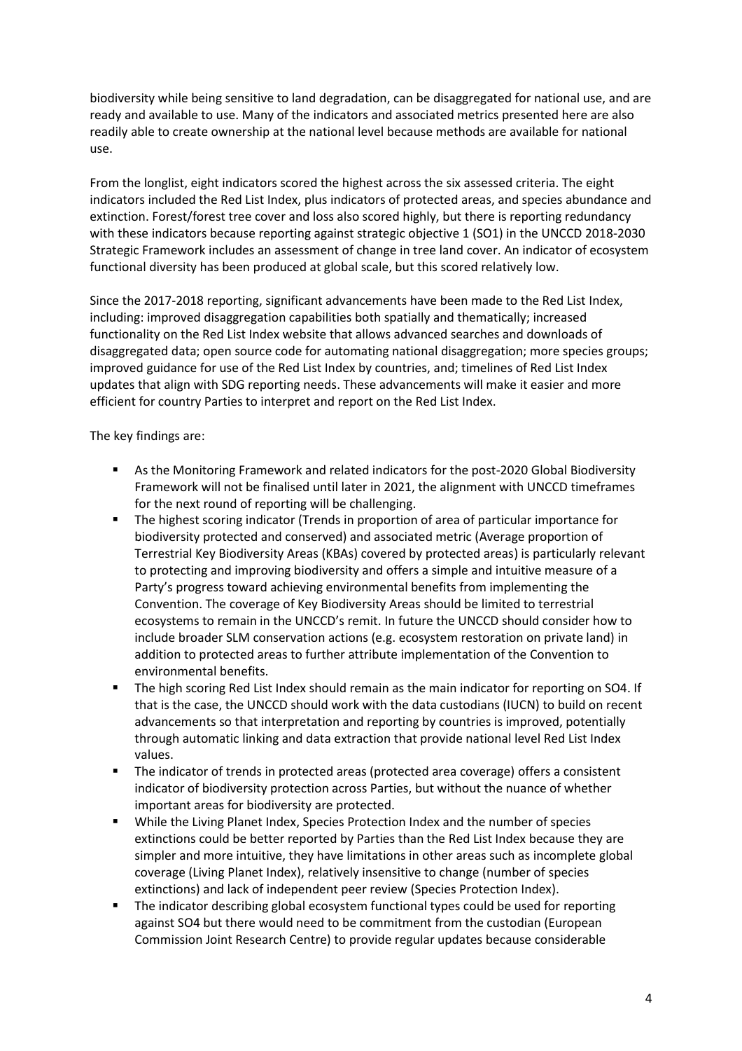biodiversity while being sensitive to land degradation, can be disaggregated for national use, and are ready and available to use. Many of the indicators and associated metrics presented here are also readily able to create ownership at the national level because methods are available for national use.

From the longlist, eight indicators scored the highest across the six assessed criteria. The eight indicators included the Red List Index, plus indicators of protected areas, and species abundance and extinction. Forest/forest tree cover and loss also scored highly, but there is reporting redundancy with these indicators because reporting against strategic objective 1 (SO1) in the UNCCD 2018-2030 Strategic Framework includes an assessment of change in tree land cover. An indicator of ecosystem functional diversity has been produced at global scale, but this scored relatively low.

Since the 2017-2018 reporting, significant advancements have been made to the Red List Index, including: improved disaggregation capabilities both spatially and thematically; increased functionality on the Red List Index website that allows advanced searches and downloads of disaggregated data; open source code for automating national disaggregation; more species groups; improved guidance for use of the Red List Index by countries, and; timelines of Red List Index updates that align with SDG reporting needs. These advancements will make it easier and more efficient for country Parties to interpret and report on the Red List Index.

The key findings are:

- As the Monitoring Framework and related indicators for the post-2020 Global Biodiversity Framework will not be finalised until later in 2021, the alignment with UNCCD timeframes for the next round of reporting will be challenging.
- The highest scoring indicator (Trends in proportion of area of particular importance for biodiversity protected and conserved) and associated metric (Average proportion of Terrestrial Key Biodiversity Areas (KBAs) covered by protected areas) is particularly relevant to protecting and improving biodiversity and offers a simple and intuitive measure of a Party's progress toward achieving environmental benefits from implementing the Convention. The coverage of Key Biodiversity Areas should be limited to terrestrial ecosystems to remain in the UNCCD's remit. In future the UNCCD should consider how to include broader SLM conservation actions (e.g. ecosystem restoration on private land) in addition to protected areas to further attribute implementation of the Convention to environmental benefits.
- The high scoring Red List Index should remain as the main indicator for reporting on SO4. If that is the case, the UNCCD should work with the data custodians (IUCN) to build on recent advancements so that interpretation and reporting by countries is improved, potentially through automatic linking and data extraction that provide national level Red List Index values.
- The indicator of trends in protected areas (protected area coverage) offers a consistent indicator of biodiversity protection across Parties, but without the nuance of whether important areas for biodiversity are protected.
- While the Living Planet Index, Species Protection Index and the number of species extinctions could be better reported by Parties than the Red List Index because they are simpler and more intuitive, they have limitations in other areas such as incomplete global coverage (Living Planet Index), relatively insensitive to change (number of species extinctions) and lack of independent peer review (Species Protection Index).
- The indicator describing global ecosystem functional types could be used for reporting against SO4 but there would need to be commitment from the custodian (European Commission Joint Research Centre) to provide regular updates because considerable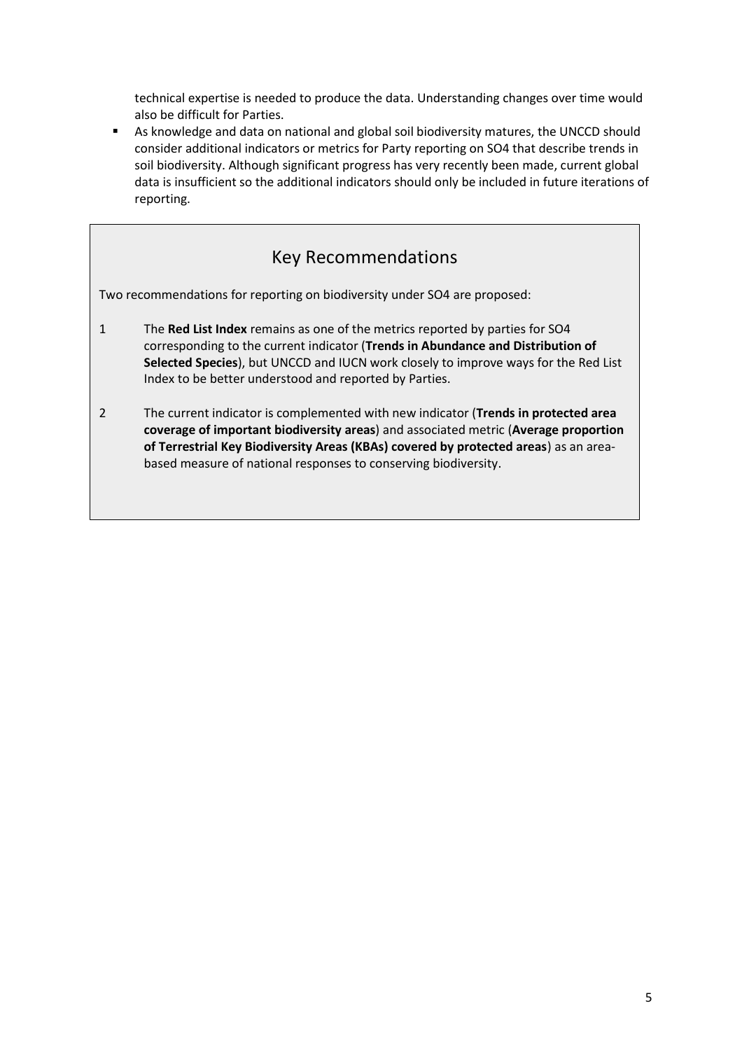technical expertise is needed to produce the data. Understanding changes over time would also be difficult for Parties.

- As knowledge and data on national and global soil biodiversity matures, the UNCCD should consider additional indicators or metrics for Party reporting on SO4 that describe trends in soil biodiversity. Although significant progress has very recently been made, current global data is insufficient so the additional indicators should only be included in future iterations of reporting.

## Key Recommendations

Two recommendations for reporting on biodiversity under SO4 are proposed:

1. The **Red List Index** remains as one of the metrics reported by parties for SO4 corresponding to the current indicator (**Trends in Abundance and Distribution of Selected Species**), but UNCCD and IUCN work closely to improve ways for the Red List Index to be better understood and reported by Parties.

2. The current indicator is complemented with new indicator (**Trends in protected area coverage of important biodiversity areas**) and associated metric (**Average proportion of Terrestrial Key Biodiversity Areas (KBAs) covered by protected areas**) as an area-based measure of national responses to conserving biodiversity.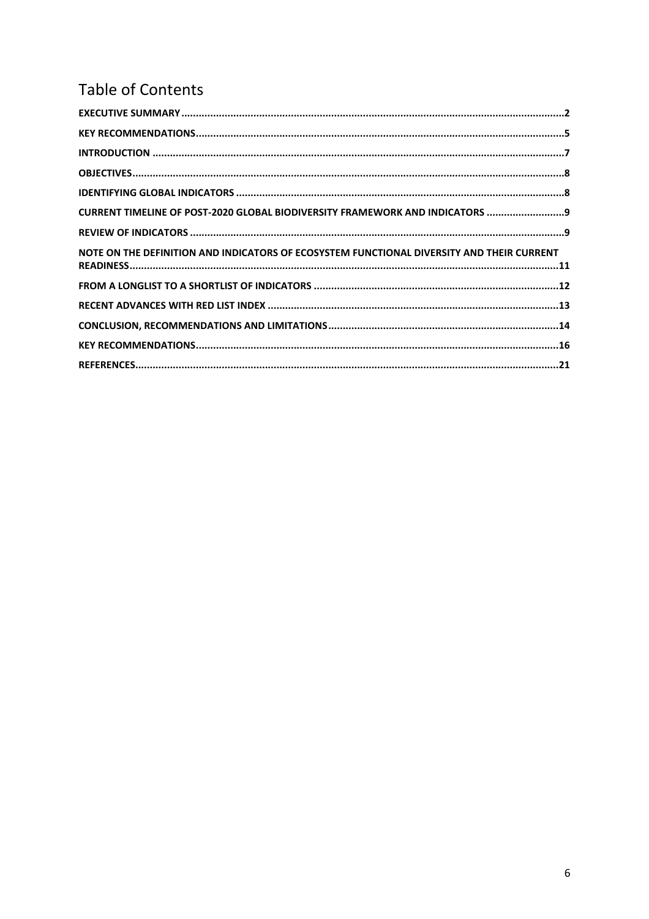# Table of Contents

- **EXECUTIVE SUMMARY** .......... 2
- **KEY RECOMMENDATIONS** .......... 5
- **INTRODUCTION** .......... 7
- **OBJECTIVES** .......... 8
- **IDENTIFYING GLOBAL INDICATORS** .......... 8
- **CURRENT TIMELINE OF POST-2020 GLOBAL BIODIVERSITY FRAMEWORK AND INDICATORS** .......... 9
- **REVIEW OF INDICATORS** .......... 9
- **NOTE ON THE DEFINITION AND INDICATORS OF ECOSYSTEM FUNCTIONAL DIVERSITY AND THEIR CURRENT READINESS** .......... 11
- **FROM A LONGLIST TO A SHORTLIST OF INDICATORS** .......... 12
- **RECENT ADVANCES WITH RED LIST INDEX** .......... 13
- **CONCLUSION, RECOMMENDATIONS AND LIMITATIONS** .......... 14
- **KEY RECOMMENDATIONS** .......... 16
- **REFERENCES** .......... 21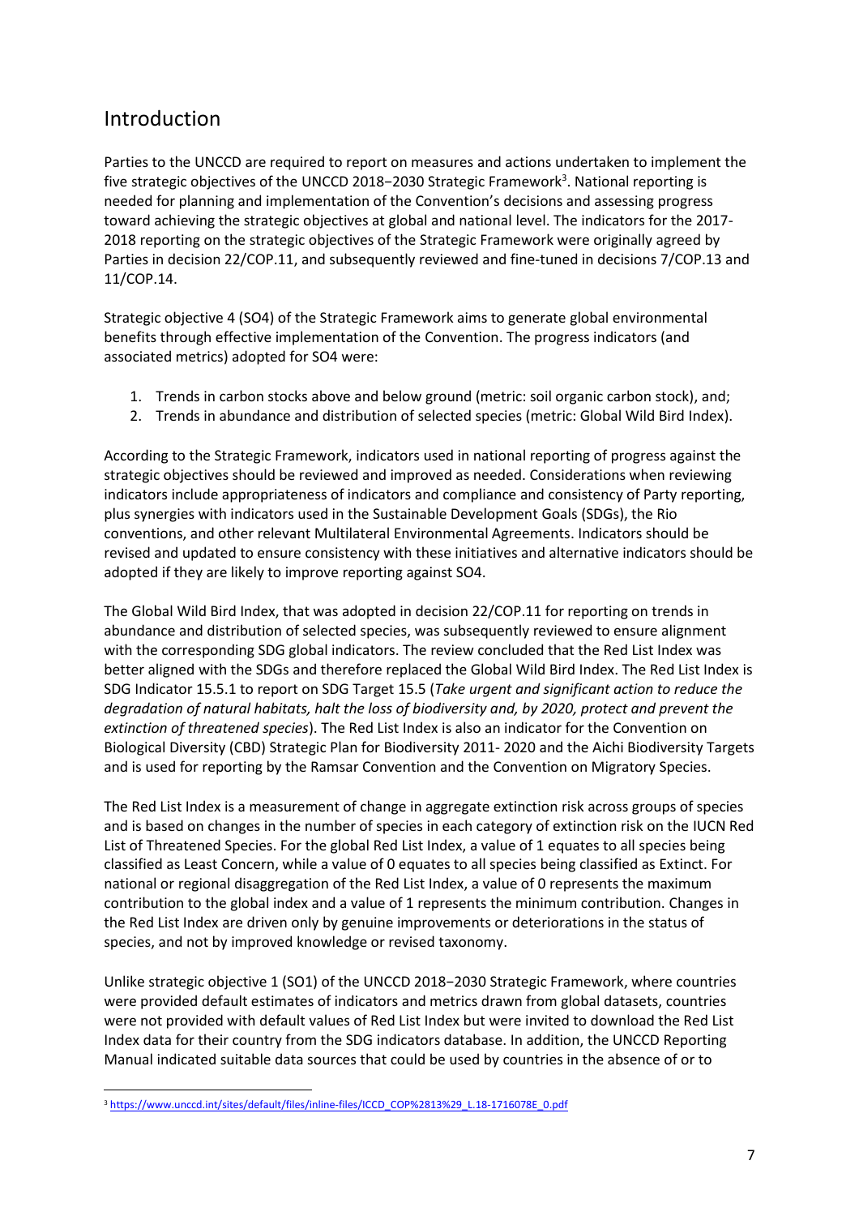## Introduction

Parties to the UNCCD are required to report on measures and actions undertaken to implement the five strategic objectives of the UNCCD 2018−2030 Strategic Framework[3]. National reporting is needed for planning and implementation of the Convention's decisions and assessing progress toward achieving the strategic objectives at global and national level. The indicators for the 2017-2018 reporting on the strategic objectives of the Strategic Framework were originally agreed by Parties in decision 22/COP.11, and subsequently reviewed and fine-tuned in decisions 7/COP.13 and 11/COP.14.

Strategic objective 4 (SO4) of the Strategic Framework aims to generate global environmental benefits through effective implementation of the Convention. The progress indicators (and associated metrics) adopted for SO4 were:

1. Trends in carbon stocks above and below ground (metric: soil organic carbon stock), and;
2. Trends in abundance and distribution of selected species (metric: Global Wild Bird Index).

According to the Strategic Framework, indicators used in national reporting of progress against the strategic objectives should be reviewed and improved as needed. Considerations when reviewing indicators include appropriateness of indicators and compliance and consistency of Party reporting, plus synergies with indicators used in the Sustainable Development Goals (SDGs), the Rio conventions, and other relevant Multilateral Environmental Agreements. Indicators should be revised and updated to ensure consistency with these initiatives and alternative indicators should be adopted if they are likely to improve reporting against SO4.

The Global Wild Bird Index, that was adopted in decision 22/COP.11 for reporting on trends in abundance and distribution of selected species, was subsequently reviewed to ensure alignment with the corresponding SDG global indicators. The review concluded that the Red List Index was better aligned with the SDGs and therefore replaced the Global Wild Bird Index. The Red List Index is SDG Indicator 15.5.1 to report on SDG Target 15.5 (*Take urgent and significant action to reduce the degradation of natural habitats, halt the loss of biodiversity and, by 2020, protect and prevent the extinction of threatened species*). The Red List Index is also an indicator for the Convention on Biological Diversity (CBD) Strategic Plan for Biodiversity 2011- 2020 and the Aichi Biodiversity Targets and is used for reporting by the Ramsar Convention and the Convention on Migratory Species.

The Red List Index is a measurement of change in aggregate extinction risk across groups of species and is based on changes in the number of species in each category of extinction risk on the IUCN Red List of Threatened Species. For the global Red List Index, a value of 1 equates to all species being classified as Least Concern, while a value of 0 equates to all species being classified as Extinct. For national or regional disaggregation of the Red List Index, a value of 0 represents the maximum contribution to the global index and a value of 1 represents the minimum contribution. Changes in the Red List Index are driven only by genuine improvements or deteriorations in the status of species, and not by improved knowledge or revised taxonomy.

Unlike strategic objective 1 (SO1) of the UNCCD 2018−2030 Strategic Framework, where countries were provided default estimates of indicators and metrics drawn from global datasets, countries were not provided with default values of Red List Index but were invited to download the Red List Index data for their country from the SDG indicators database. In addition, the UNCCD Reporting Manual indicated suitable data sources that could be used by countries in the absence of or to

[3] https://www.unccd.int/sites/default/files/inline-files/ICCD_COP%2813%29_L.18-1716078E_0.pdf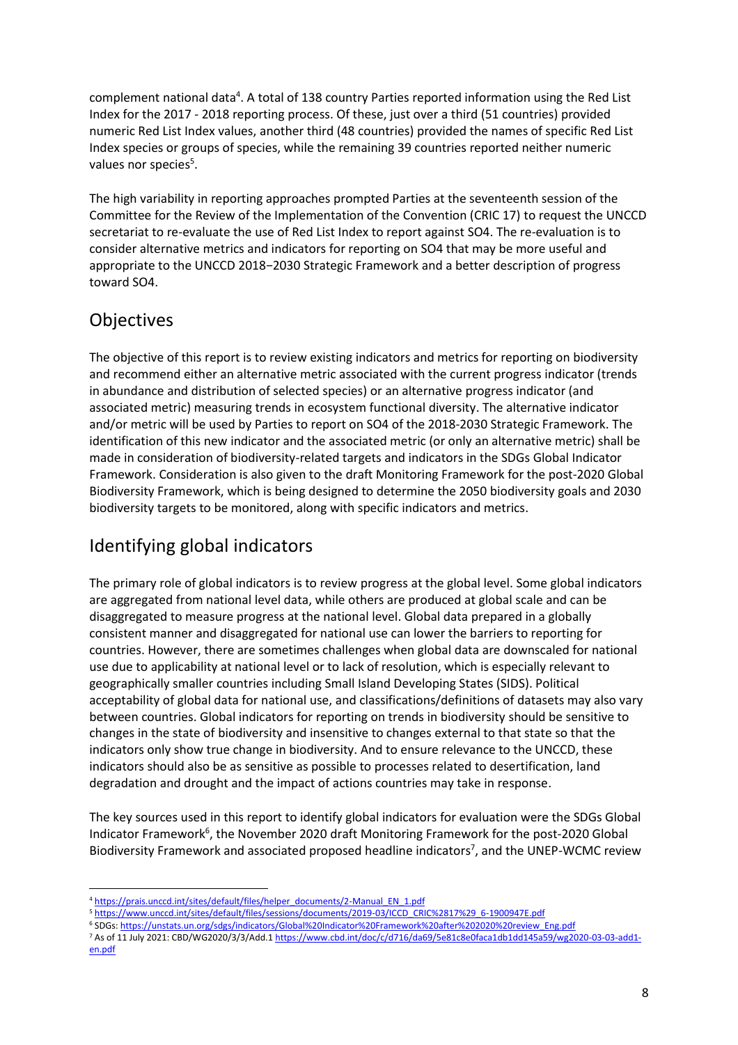complement national data[4]. A total of 138 country Parties reported information using the Red List Index for the 2017 - 2018 reporting process. Of these, just over a third (51 countries) provided numeric Red List Index values, another third (48 countries) provided the names of specific Red List Index species or groups of species, while the remaining 39 countries reported neither numeric values nor species[5].

The high variability in reporting approaches prompted Parties at the seventeenth session of the Committee for the Review of the Implementation of the Convention (CRIC 17) to request the UNCCD secretariat to re-evaluate the use of Red List Index to report against SO4. The re-evaluation is to consider alternative metrics and indicators for reporting on SO4 that may be more useful and appropriate to the UNCCD 2018−2030 Strategic Framework and a better description of progress toward SO4.

## Objectives

The objective of this report is to review existing indicators and metrics for reporting on biodiversity and recommend either an alternative metric associated with the current progress indicator (trends in abundance and distribution of selected species) or an alternative progress indicator (and associated metric) measuring trends in ecosystem functional diversity. The alternative indicator and/or metric will be used by Parties to report on SO4 of the 2018-2030 Strategic Framework. The identification of this new indicator and the associated metric (or only an alternative metric) shall be made in consideration of biodiversity-related targets and indicators in the SDGs Global Indicator Framework. Consideration is also given to the draft Monitoring Framework for the post-2020 Global Biodiversity Framework, which is being designed to determine the 2050 biodiversity goals and 2030 biodiversity targets to be monitored, along with specific indicators and metrics.

## Identifying global indicators

The primary role of global indicators is to review progress at the global level. Some global indicators are aggregated from national level data, while others are produced at global scale and can be disaggregated to measure progress at the national level. Global data prepared in a globally consistent manner and disaggregated for national use can lower the barriers to reporting for countries. However, there are sometimes challenges when global data are downscaled for national use due to applicability at national level or to lack of resolution, which is especially relevant to geographically smaller countries including Small Island Developing States (SIDS). Political acceptability of global data for national use, and classifications/definitions of datasets may also vary between countries. Global indicators for reporting on trends in biodiversity should be sensitive to changes in the state of biodiversity and insensitive to changes external to that state so that the indicators only show true change in biodiversity. And to ensure relevance to the UNCCD, these indicators should also be as sensitive as possible to processes related to desertification, land degradation and drought and the impact of actions countries may take in response.

The key sources used in this report to identify global indicators for evaluation were the SDGs Global Indicator Framework[6], the November 2020 draft Monitoring Framework for the post-2020 Global Biodiversity Framework and associated proposed headline indicators[7], and the UNEP-WCMC review

---

[4] https://prais.unccd.int/sites/default/files/helper_documents/2-Manual_EN_1.pdf

[5] https://www.unccd.int/sites/default/files/sessions/documents/2019-03/ICCD_CRIC%2817%29_6-1900947E.pdf

[6] SDGs: https://unstats.un.org/sdgs/indicators/Global%20Indicator%20Framework%20after%202020%20review_Eng.pdf

[7] As of 11 July 2021: CBD/WG2020/3/3/Add.1 https://www.cbd.int/doc/c/d716/da69/5e81c8e0faca1db1dd145a59/wg2020-03-03-add1-en.pdf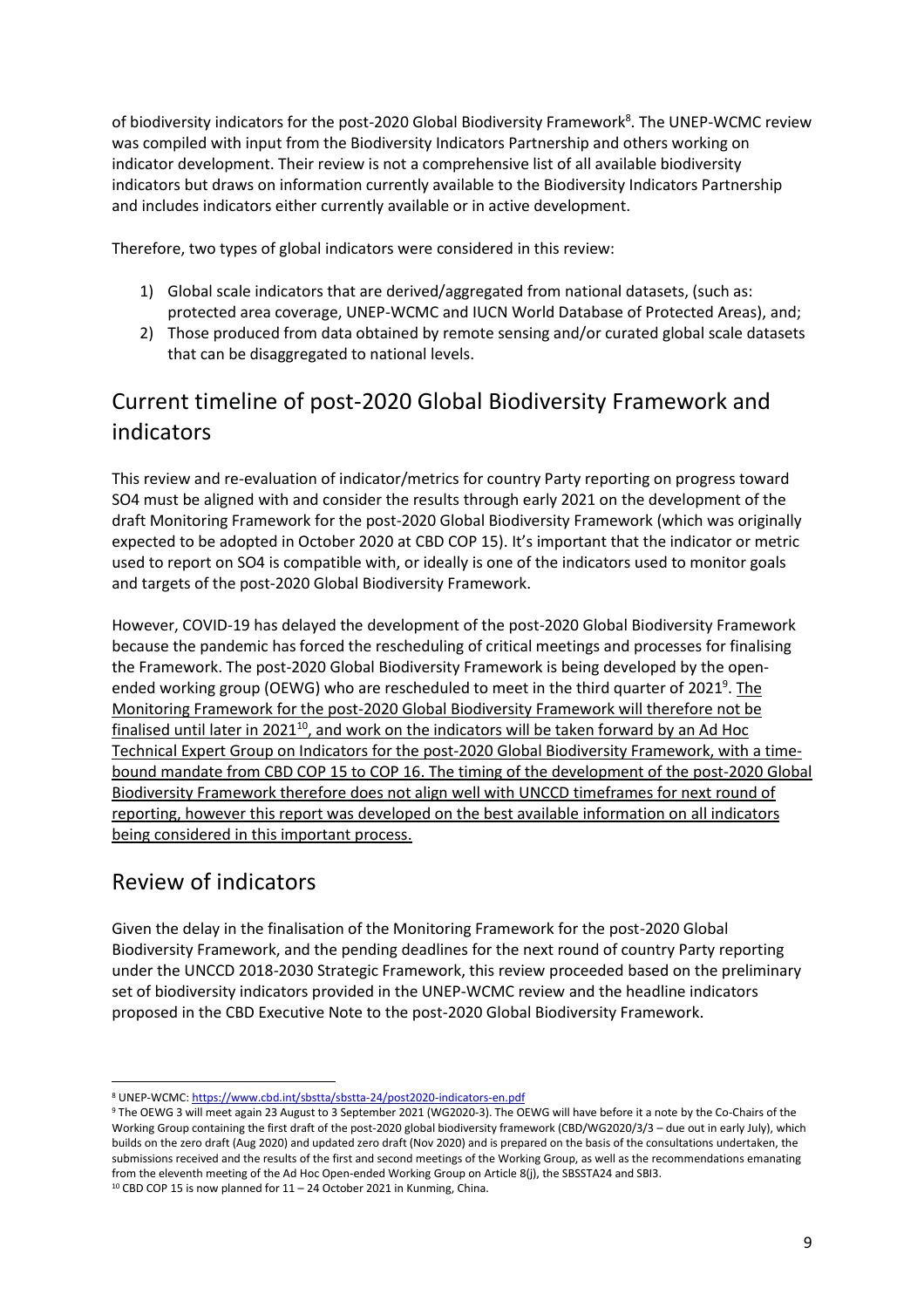of biodiversity indicators for the post-2020 Global Biodiversity Framework[8]. The UNEP-WCMC review was compiled with input from the Biodiversity Indicators Partnership and others working on indicator development. Their review is not a comprehensive list of all available biodiversity indicators but draws on information currently available to the Biodiversity Indicators Partnership and includes indicators either currently available or in active development.

Therefore, two types of global indicators were considered in this review:

1) Global scale indicators that are derived/aggregated from national datasets, (such as: protected area coverage, UNEP-WCMC and IUCN World Database of Protected Areas), and;
2) Those produced from data obtained by remote sensing and/or curated global scale datasets that can be disaggregated to national levels.

## Current timeline of post-2020 Global Biodiversity Framework and indicators

This review and re-evaluation of indicator/metrics for country Party reporting on progress toward SO4 must be aligned with and consider the results through early 2021 on the development of the draft Monitoring Framework for the post-2020 Global Biodiversity Framework (which was originally expected to be adopted in October 2020 at CBD COP 15). It's important that the indicator or metric used to report on SO4 is compatible with, or ideally is one of the indicators used to monitor goals and targets of the post-2020 Global Biodiversity Framework.

However, COVID-19 has delayed the development of the post-2020 Global Biodiversity Framework because the pandemic has forced the rescheduling of critical meetings and processes for finalising the Framework. The post-2020 Global Biodiversity Framework is being developed by the open-ended working group (OEWG) who are rescheduled to meet in the third quarter of 2021[9]. The Monitoring Framework for the post-2020 Global Biodiversity Framework will therefore not be finalised until later in 2021[10], and work on the indicators will be taken forward by an Ad Hoc Technical Expert Group on Indicators for the post-2020 Global Biodiversity Framework, with a time-bound mandate from CBD COP 15 to COP 16. The timing of the development of the post-2020 Global Biodiversity Framework therefore does not align well with UNCCD timeframes for next round of reporting, however this report was developed on the best available information on all indicators being considered in this important process.

## Review of indicators

Given the delay in the finalisation of the Monitoring Framework for the post-2020 Global Biodiversity Framework, and the pending deadlines for the next round of country Party reporting under the UNCCD 2018-2030 Strategic Framework, this review proceeded based on the preliminary set of biodiversity indicators provided in the UNEP-WCMC review and the headline indicators proposed in the CBD Executive Note to the post-2020 Global Biodiversity Framework.

---

[8] UNEP-WCMC: https://www.cbd.int/sbstta/sbstta-24/post2020-indicators-en.pdf

[9] The OEWG 3 will meet again 23 August to 3 September 2021 (WG2020-3). The OEWG will have before it a note by the Co-Chairs of the Working Group containing the first draft of the post-2020 global biodiversity framework (CBD/WG2020/3/3 – due out in early July), which builds on the zero draft (Aug 2020) and updated zero draft (Nov 2020) and is prepared on the basis of the consultations undertaken, the submissions received and the results of the first and second meetings of the Working Group, as well as the recommendations emanating from the eleventh meeting of the Ad Hoc Open-ended Working Group on Article 8(j), the SBSSTA24 and SBI3.

[10] CBD COP 15 is now planned for 11 – 24 October 2021 in Kunming, China.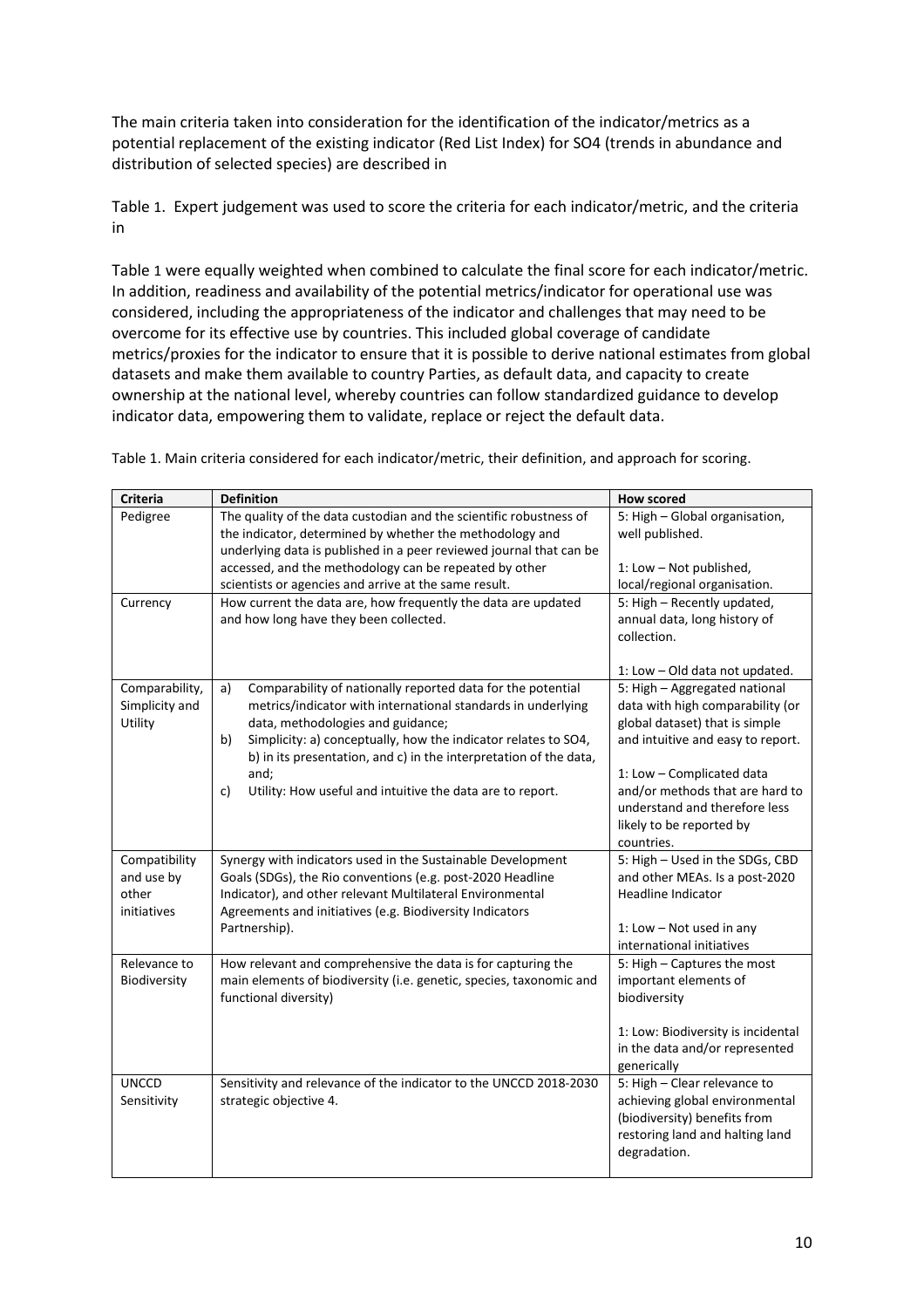The main criteria taken into consideration for the identification of the indicator/metrics as a potential replacement of the existing indicator (Red List Index) for SO4 (trends in abundance and distribution of selected species) are described in

Table 1. Expert judgement was used to score the criteria for each indicator/metric, and the criteria in

Table 1 were equally weighted when combined to calculate the final score for each indicator/metric. In addition, readiness and availability of the potential metrics/indicator for operational use was considered, including the appropriateness of the indicator and challenges that may need to be overcome for its effective use by countries. This included global coverage of candidate metrics/proxies for the indicator to ensure that it is possible to derive national estimates from global datasets and make them available to country Parties, as default data, and capacity to create ownership at the national level, whereby countries can follow standardized guidance to develop indicator data, empowering them to validate, replace or reject the default data.

Table 1. Main criteria considered for each indicator/metric, their definition, and approach for scoring.

| Criteria | Definition | How scored |
|---|---|---|
| Pedigree | The quality of the data custodian and the scientific robustness of the indicator, determined by whether the methodology and underlying data is published in a peer reviewed journal that can be accessed, and the methodology can be repeated by other scientists or agencies and arrive at the same result. | 5: High – Global organisation, well published.<br><br>1: Low – Not published, local/regional organisation. |
| Currency | How current the data are, how frequently the data are updated and how long have they been collected. | 5: High – Recently updated, annual data, long history of collection.<br><br>1: Low – Old data not updated. |
| Comparability, Simplicity and Utility | a) Comparability of nationally reported data for the potential metrics/indicator with international standards in underlying data, methodologies and guidance;<br>b) Simplicity: a) conceptually, how the indicator relates to SO4, b) in its presentation, and c) in the interpretation of the data, and;<br>c) Utility: How useful and intuitive the data are to report. | 5: High – Aggregated national data with high comparability (or global dataset) that is simple and intuitive and easy to report.<br><br>1: Low – Complicated data and/or methods that are hard to understand and therefore less likely to be reported by countries. |
| Compatibility and use by other initiatives | Synergy with indicators used in the Sustainable Development Goals (SDGs), the Rio conventions (e.g. post-2020 Headline Indicator), and other relevant Multilateral Environmental Agreements and initiatives (e.g. Biodiversity Indicators Partnership). | 5: High – Used in the SDGs, CBD and other MEAs. Is a post-2020 Headline Indicator<br><br>1: Low – Not used in any international initiatives |
| Relevance to Biodiversity | How relevant and comprehensive the data is for capturing the main elements of biodiversity (i.e. genetic, species, taxonomic and functional diversity) | 5: High – Captures the most important elements of biodiversity<br><br>1: Low: Biodiversity is incidental in the data and/or represented generically |
| UNCCD Sensitivity | Sensitivity and relevance of the indicator to the UNCCD 2018-2030 strategic objective 4. | 5: High – Clear relevance to achieving global environmental (biodiversity) benefits from restoring land and halting land degradation. |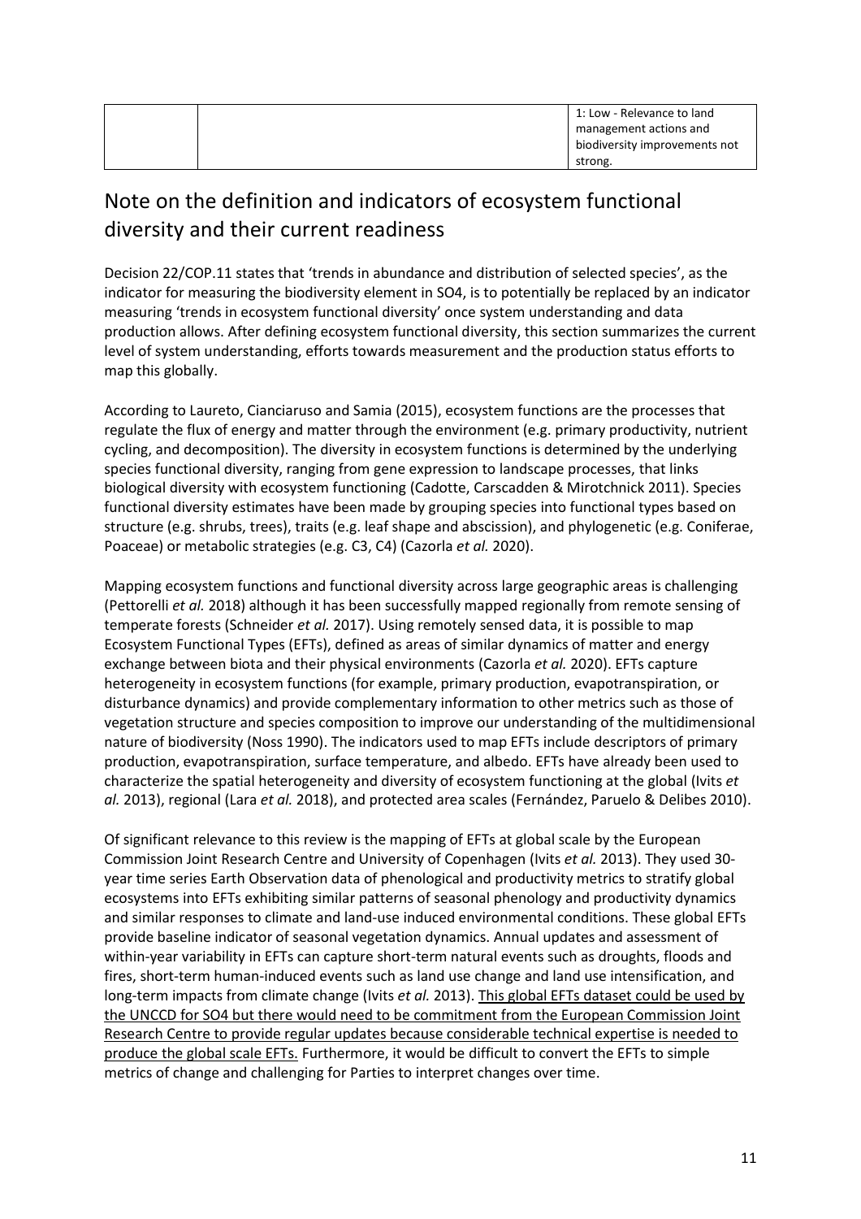| | | 1: Low - Relevance to land management actions and biodiversity improvements not strong. |
|---|---|---|

## Note on the definition and indicators of ecosystem functional diversity and their current readiness

Decision 22/COP.11 states that 'trends in abundance and distribution of selected species', as the indicator for measuring the biodiversity element in SO4, is to potentially be replaced by an indicator measuring 'trends in ecosystem functional diversity' once system understanding and data production allows. After defining ecosystem functional diversity, this section summarizes the current level of system understanding, efforts towards measurement and the production status efforts to map this globally.

According to Laureto, Cianciaruso and Samia (2015), ecosystem functions are the processes that regulate the flux of energy and matter through the environment (e.g. primary productivity, nutrient cycling, and decomposition). The diversity in ecosystem functions is determined by the underlying species functional diversity, ranging from gene expression to landscape processes, that links biological diversity with ecosystem functioning (Cadotte, Carscadden & Mirotchnick 2011). Species functional diversity estimates have been made by grouping species into functional types based on structure (e.g. shrubs, trees), traits (e.g. leaf shape and abscission), and phylogenetic (e.g. Coniferae, Poaceae) or metabolic strategies (e.g. C3, C4) (Cazorla *et al.* 2020).

Mapping ecosystem functions and functional diversity across large geographic areas is challenging (Pettorelli *et al.* 2018) although it has been successfully mapped regionally from remote sensing of temperate forests (Schneider *et al.* 2017). Using remotely sensed data, it is possible to map Ecosystem Functional Types (EFTs), defined as areas of similar dynamics of matter and energy exchange between biota and their physical environments (Cazorla *et al.* 2020). EFTs capture heterogeneity in ecosystem functions (for example, primary production, evapotranspiration, or disturbance dynamics) and provide complementary information to other metrics such as those of vegetation structure and species composition to improve our understanding of the multidimensional nature of biodiversity (Noss 1990). The indicators used to map EFTs include descriptors of primary production, evapotranspiration, surface temperature, and albedo. EFTs have already been used to characterize the spatial heterogeneity and diversity of ecosystem functioning at the global (Ivits *et al.* 2013), regional (Lara *et al.* 2018), and protected area scales (Fernández, Paruelo & Delibes 2010).

Of significant relevance to this review is the mapping of EFTs at global scale by the European Commission Joint Research Centre and University of Copenhagen (Ivits *et al.* 2013). They used 30-year time series Earth Observation data of phenological and productivity metrics to stratify global ecosystems into EFTs exhibiting similar patterns of seasonal phenology and productivity dynamics and similar responses to climate and land-use induced environmental conditions. These global EFTs provide baseline indicator of seasonal vegetation dynamics. Annual updates and assessment of within-year variability in EFTs can capture short-term natural events such as droughts, floods and fires, short-term human-induced events such as land use change and land use intensification, and long-term impacts from climate change (Ivits *et al.* 2013). <u>This global EFTs dataset could be used by the UNCCD for SO4 but there would need to be commitment from the European Commission Joint Research Centre to provide regular updates because considerable technical expertise is needed to produce the global scale EFTs.</u> Furthermore, it would be difficult to convert the EFTs to simple metrics of change and challenging for Parties to interpret changes over time.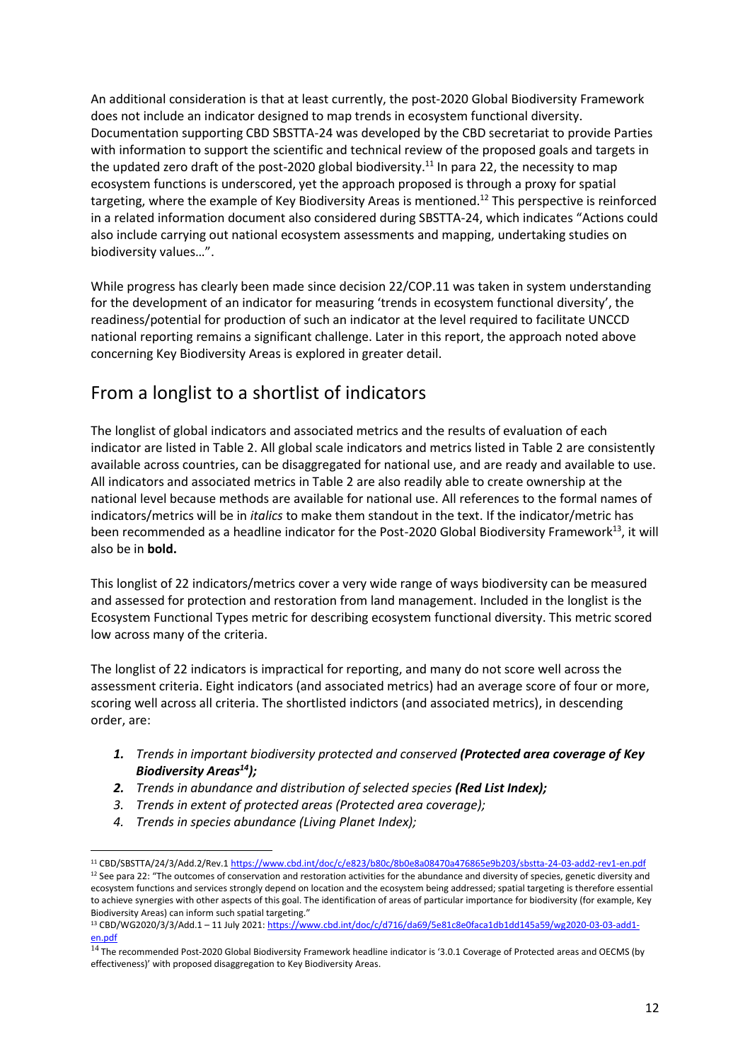An additional consideration is that at least currently, the post-2020 Global Biodiversity Framework does not include an indicator designed to map trends in ecosystem functional diversity. Documentation supporting CBD SBSTTA-24 was developed by the CBD secretariat to provide Parties with information to support the scientific and technical review of the proposed goals and targets in the updated zero draft of the post-2020 global biodiversity.[11] In para 22, the necessity to map ecosystem functions is underscored, yet the approach proposed is through a proxy for spatial targeting, where the example of Key Biodiversity Areas is mentioned.[12] This perspective is reinforced in a related information document also considered during SBSTTA-24, which indicates "Actions could also include carrying out national ecosystem assessments and mapping, undertaking studies on biodiversity values…".

While progress has clearly been made since decision 22/COP.11 was taken in system understanding for the development of an indicator for measuring 'trends in ecosystem functional diversity', the readiness/potential for production of such an indicator at the level required to facilitate UNCCD national reporting remains a significant challenge. Later in this report, the approach noted above concerning Key Biodiversity Areas is explored in greater detail.

## From a longlist to a shortlist of indicators

The longlist of global indicators and associated metrics and the results of evaluation of each indicator are listed in Table 2. All global scale indicators and metrics listed in Table 2 are consistently available across countries, can be disaggregated for national use, and are ready and available to use. All indicators and associated metrics in Table 2 are also readily able to create ownership at the national level because methods are available for national use. All references to the formal names of indicators/metrics will be in *italics* to make them standout in the text. If the indicator/metric has been recommended as a headline indicator for the Post-2020 Global Biodiversity Framework[13], it will also be in **bold.**

This longlist of 22 indicators/metrics cover a very wide range of ways biodiversity can be measured and assessed for protection and restoration from land management. Included in the longlist is the Ecosystem Functional Types metric for describing ecosystem functional diversity. This metric scored low across many of the criteria.

The longlist of 22 indicators is impractical for reporting, and many do not score well across the assessment criteria. Eight indicators (and associated metrics) had an average score of four or more, scoring well across all criteria. The shortlisted indictors (and associated metrics), in descending order, are:

1. ***Trends in important biodiversity protected and conserved (Protected area coverage of Key Biodiversity Areas[14]);***
2. ***Trends in abundance and distribution of selected species (Red List Index);***
3. *Trends in extent of protected areas (Protected area coverage);*
4. *Trends in species abundance (Living Planet Index);*

---

[11] CBD/SBSTTA/24/3/Add.2/Rev.1 https://www.cbd.int/doc/c/e823/b80c/8b0e8a08470a476865e9b203/sbstta-24-03-add2-rev1-en.pdf

[12] See para 22: "The outcomes of conservation and restoration activities for the abundance and diversity of species, genetic diversity and ecosystem functions and services strongly depend on location and the ecosystem being addressed; spatial targeting is therefore essential to achieve synergies with other aspects of this goal. The identification of areas of particular importance for biodiversity (for example, Key Biodiversity Areas) can inform such spatial targeting."

[13] CBD/WG2020/3/3/Add.1 – 11 July 2021: https://www.cbd.int/doc/c/d716/da69/5e81c8e0faca1db1dd145a59/wg2020-03-03-add1-en.pdf

[14] The recommended Post-2020 Global Biodiversity Framework headline indicator is '3.0.1 Coverage of Protected areas and OECMS (by effectiveness)' with proposed disaggregation to Key Biodiversity Areas.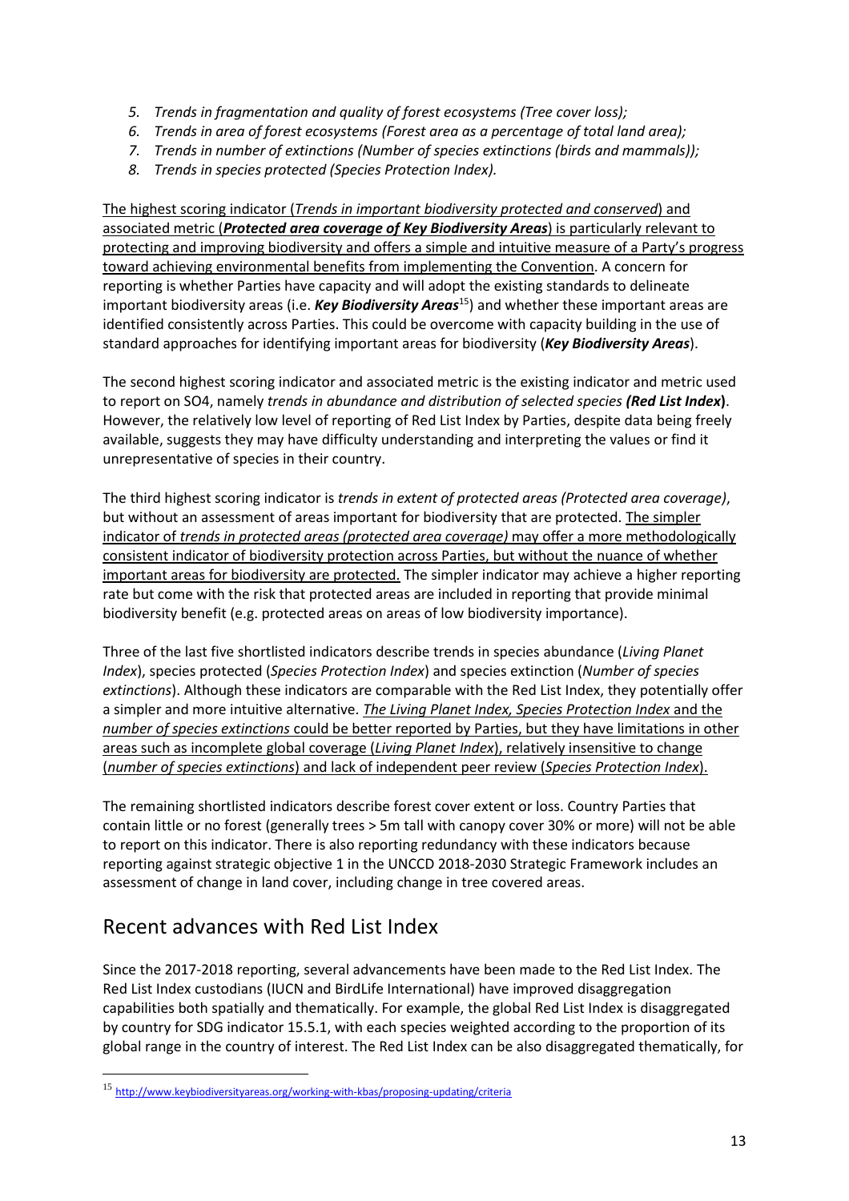5. *Trends in fragmentation and quality of forest ecosystems (Tree cover loss);*
6. *Trends in area of forest ecosystems (Forest area as a percentage of total land area);*
7. *Trends in number of extinctions (Number of species extinctions (birds and mammals));*
8. *Trends in species protected (Species Protection Index).*

<u>The highest scoring indicator (*Trends in important biodiversity protected and conserved*) and associated metric (***Protected area coverage of Key Biodiversity Areas***) is particularly relevant to protecting and improving biodiversity and offers a simple and intuitive measure of a Party's progress toward achieving environmental benefits from implementing the Convention</u>. A concern for reporting is whether Parties have capacity and will adopt the existing standards to delineate important biodiversity areas (i.e. ***Key Biodiversity Areas***[15]) and whether these important areas are identified consistently across Parties. This could be overcome with capacity building in the use of standard approaches for identifying important areas for biodiversity (***Key Biodiversity Areas***).

The second highest scoring indicator and associated metric is the existing indicator and metric used to report on SO4, namely *trends in abundance and distribution of selected species **(Red List Index**)*. However, the relatively low level of reporting of Red List Index by Parties, despite data being freely available, suggests they may have difficulty understanding and interpreting the values or find it unrepresentative of species in their country.

The third highest scoring indicator is *trends in extent of protected areas (Protected area coverage)*, but without an assessment of areas important for biodiversity that are protected. <u>The simpler indicator of *trends in protected areas (protected area coverage)* may offer a more methodologically consistent indicator of biodiversity protection across Parties, but without the nuance of whether important areas for biodiversity are protected.</u> The simpler indicator may achieve a higher reporting rate but come with the risk that protected areas are included in reporting that provide minimal biodiversity benefit (e.g. protected areas on areas of low biodiversity importance).

Three of the last five shortlisted indicators describe trends in species abundance (*Living Planet Index*), species protected (*Species Protection Index*) and species extinction (*Number of species extinctions*). Although these indicators are comparable with the Red List Index, they potentially offer a simpler and more intuitive alternative. <u>*The Living Planet Index, Species Protection Index* and the *number of species extinctions* could be better reported by Parties, but they have limitations in other areas such as incomplete global coverage (*Living Planet Index*), relatively insensitive to change (*number of species extinctions*) and lack of independent peer review (*Species Protection Index*).</u>

The remaining shortlisted indicators describe forest cover extent or loss. Country Parties that contain little or no forest (generally trees > 5m tall with canopy cover 30% or more) will not be able to report on this indicator. There is also reporting redundancy with these indicators because reporting against strategic objective 1 in the UNCCD 2018-2030 Strategic Framework includes an assessment of change in land cover, including change in tree covered areas.

## Recent advances with Red List Index

Since the 2017-2018 reporting, several advancements have been made to the Red List Index. The Red List Index custodians (IUCN and BirdLife International) have improved disaggregation capabilities both spatially and thematically. For example, the global Red List Index is disaggregated by country for SDG indicator 15.5.1, with each species weighted according to the proportion of its global range in the country of interest. The Red List Index can be also disaggregated thematically, for

[15] http://www.keybiodiversityareas.org/working-with-kbas/proposing-updating/criteria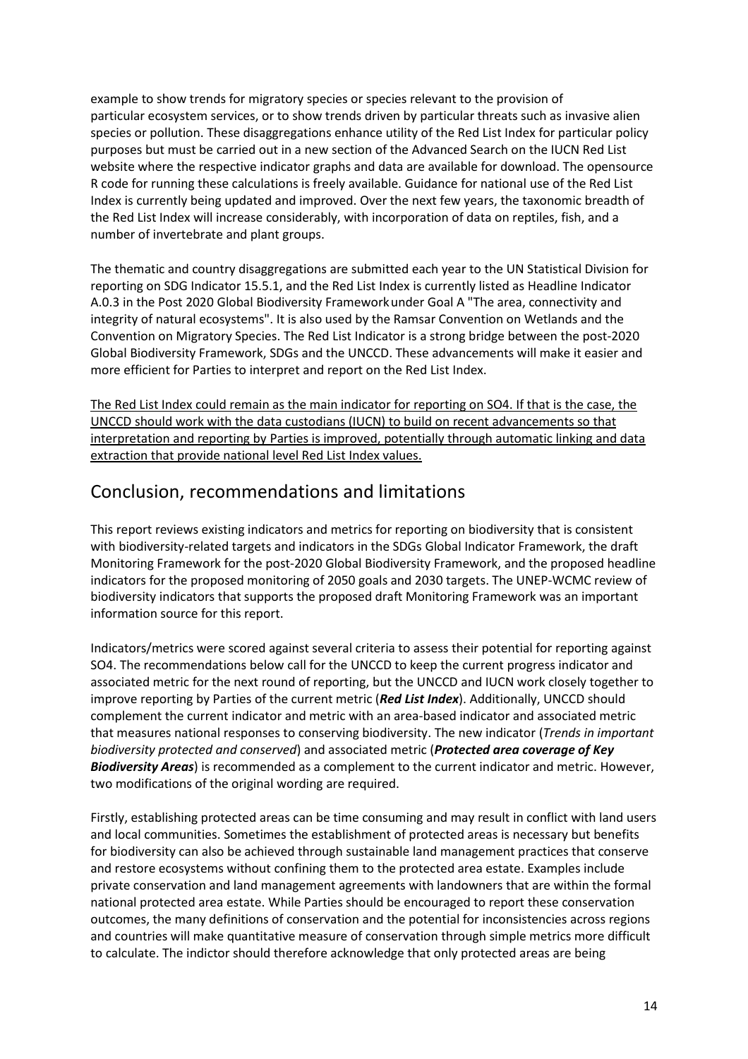example to show trends for migratory species or species relevant to the provision of particular ecosystem services, or to show trends driven by particular threats such as invasive alien species or pollution. These disaggregations enhance utility of the Red List Index for particular policy purposes but must be carried out in a new section of the Advanced Search on the IUCN Red List website where the respective indicator graphs and data are available for download. The opensource R code for running these calculations is freely available. Guidance for national use of the Red List Index is currently being updated and improved. Over the next few years, the taxonomic breadth of the Red List Index will increase considerably, with incorporation of data on reptiles, fish, and a number of invertebrate and plant groups.

The thematic and country disaggregations are submitted each year to the UN Statistical Division for reporting on SDG Indicator 15.5.1, and the Red List Index is currently listed as Headline Indicator A.0.3 in the Post 2020 Global Biodiversity Framework under Goal A "The area, connectivity and integrity of natural ecosystems". It is also used by the Ramsar Convention on Wetlands and the Convention on Migratory Species. The Red List Indicator is a strong bridge between the post-2020 Global Biodiversity Framework, SDGs and the UNCCD. These advancements will make it easier and more efficient for Parties to interpret and report on the Red List Index.

<u>The Red List Index could remain as the main indicator for reporting on SO4. If that is the case, the UNCCD should work with the data custodians (IUCN) to build on recent advancements so that interpretation and reporting by Parties is improved, potentially through automatic linking and data extraction that provide national level Red List Index values.</u>

## Conclusion, recommendations and limitations

This report reviews existing indicators and metrics for reporting on biodiversity that is consistent with biodiversity-related targets and indicators in the SDGs Global Indicator Framework, the draft Monitoring Framework for the post-2020 Global Biodiversity Framework, and the proposed headline indicators for the proposed monitoring of 2050 goals and 2030 targets. The UNEP-WCMC review of biodiversity indicators that supports the proposed draft Monitoring Framework was an important information source for this report.

Indicators/metrics were scored against several criteria to assess their potential for reporting against SO4. The recommendations below call for the UNCCD to keep the current progress indicator and associated metric for the next round of reporting, but the UNCCD and IUCN work closely together to improve reporting by Parties of the current metric (***Red List Index***). Additionally, UNCCD should complement the current indicator and metric with an area-based indicator and associated metric that measures national responses to conserving biodiversity. The new indicator (*Trends in important biodiversity protected and conserved*) and associated metric (***Protected area coverage of Key Biodiversity Areas***) is recommended as a complement to the current indicator and metric. However, two modifications of the original wording are required.

Firstly, establishing protected areas can be time consuming and may result in conflict with land users and local communities. Sometimes the establishment of protected areas is necessary but benefits for biodiversity can also be achieved through sustainable land management practices that conserve and restore ecosystems without confining them to the protected area estate. Examples include private conservation and land management agreements with landowners that are within the formal national protected area estate. While Parties should be encouraged to report these conservation outcomes, the many definitions of conservation and the potential for inconsistencies across regions and countries will make quantitative measure of conservation through simple metrics more difficult to calculate. The indictor should therefore acknowledge that only protected areas are being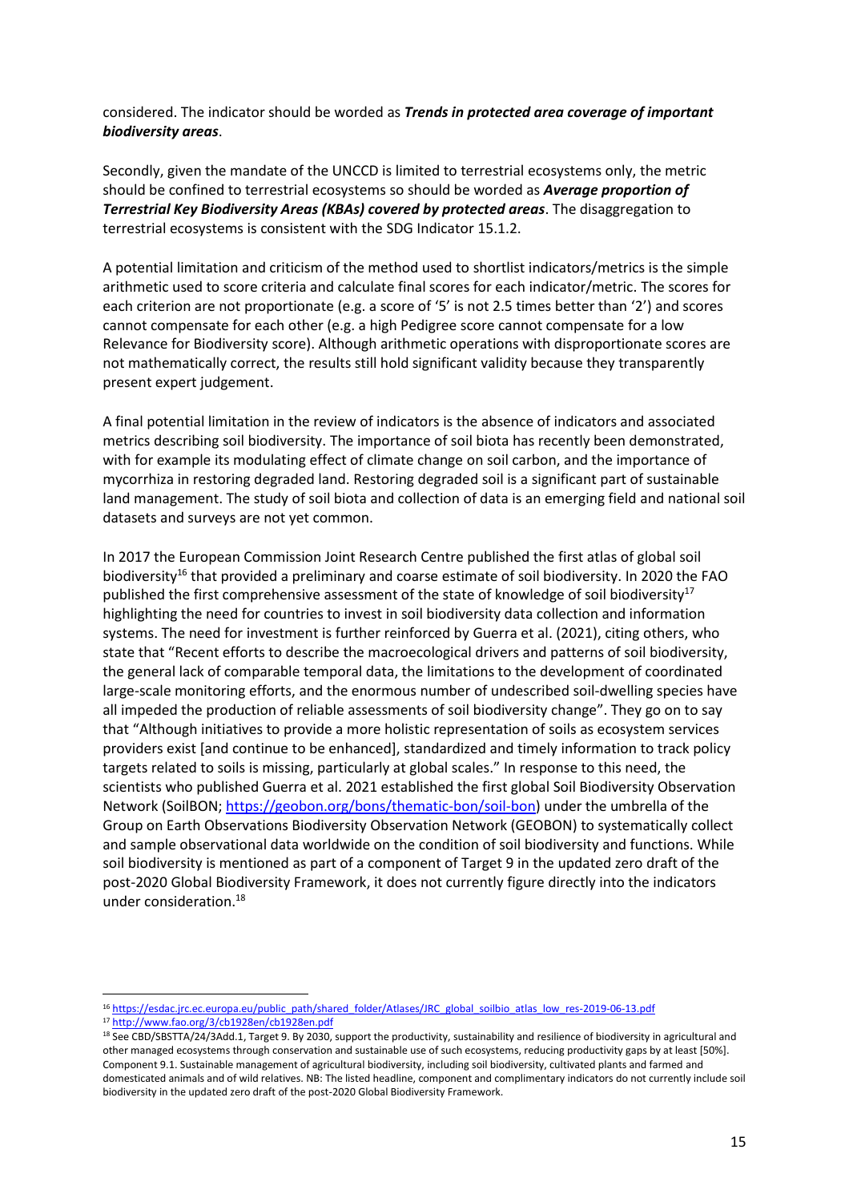considered. The indicator should be worded as ***Trends in protected area coverage of important biodiversity areas***.

Secondly, given the mandate of the UNCCD is limited to terrestrial ecosystems only, the metric should be confined to terrestrial ecosystems so should be worded as ***Average proportion of Terrestrial Key Biodiversity Areas (KBAs) covered by protected areas***. The disaggregation to terrestrial ecosystems is consistent with the SDG Indicator 15.1.2.

A potential limitation and criticism of the method used to shortlist indicators/metrics is the simple arithmetic used to score criteria and calculate final scores for each indicator/metric. The scores for each criterion are not proportionate (e.g. a score of '5' is not 2.5 times better than '2') and scores cannot compensate for each other (e.g. a high Pedigree score cannot compensate for a low Relevance for Biodiversity score). Although arithmetic operations with disproportionate scores are not mathematically correct, the results still hold significant validity because they transparently present expert judgement.

A final potential limitation in the review of indicators is the absence of indicators and associated metrics describing soil biodiversity. The importance of soil biota has recently been demonstrated, with for example its modulating effect of climate change on soil carbon, and the importance of mycorrhiza in restoring degraded land. Restoring degraded soil is a significant part of sustainable land management. The study of soil biota and collection of data is an emerging field and national soil datasets and surveys are not yet common.

In 2017 the European Commission Joint Research Centre published the first atlas of global soil biodiversity[16] that provided a preliminary and coarse estimate of soil biodiversity. In 2020 the FAO published the first comprehensive assessment of the state of knowledge of soil biodiversity[17] highlighting the need for countries to invest in soil biodiversity data collection and information systems. The need for investment is further reinforced by Guerra et al. (2021), citing others, who state that "Recent efforts to describe the macroecological drivers and patterns of soil biodiversity, the general lack of comparable temporal data, the limitations to the development of coordinated large-scale monitoring efforts, and the enormous number of undescribed soil-dwelling species have all impeded the production of reliable assessments of soil biodiversity change". They go on to say that "Although initiatives to provide a more holistic representation of soils as ecosystem services providers exist [and continue to be enhanced], standardized and timely information to track policy targets related to soils is missing, particularly at global scales." In response to this need, the scientists who published Guerra et al. 2021 established the first global Soil Biodiversity Observation Network (SoilBON; https://geobon.org/bons/thematic-bon/soil-bon) under the umbrella of the Group on Earth Observations Biodiversity Observation Network (GEOBON) to systematically collect and sample observational data worldwide on the condition of soil biodiversity and functions. While soil biodiversity is mentioned as part of a component of Target 9 in the updated zero draft of the post-2020 Global Biodiversity Framework, it does not currently figure directly into the indicators under consideration.[18]

---

[16] https://esdac.jrc.ec.europa.eu/public_path/shared_folder/Atlases/JRC_global_soilbio_atlas_low_res-2019-06-13.pdf

[17] http://www.fao.org/3/cb1928en/cb1928en.pdf

[18] See CBD/SBSTTA/24/3Add.1, Target 9. By 2030, support the productivity, sustainability and resilience of biodiversity in agricultural and other managed ecosystems through conservation and sustainable use of such ecosystems, reducing productivity gaps by at least [50%]. Component 9.1. Sustainable management of agricultural biodiversity, including soil biodiversity, cultivated plants and farmed and domesticated animals and of wild relatives. NB: The listed headline, component and complimentary indicators do not currently include soil biodiversity in the updated zero draft of the post-2020 Global Biodiversity Framework.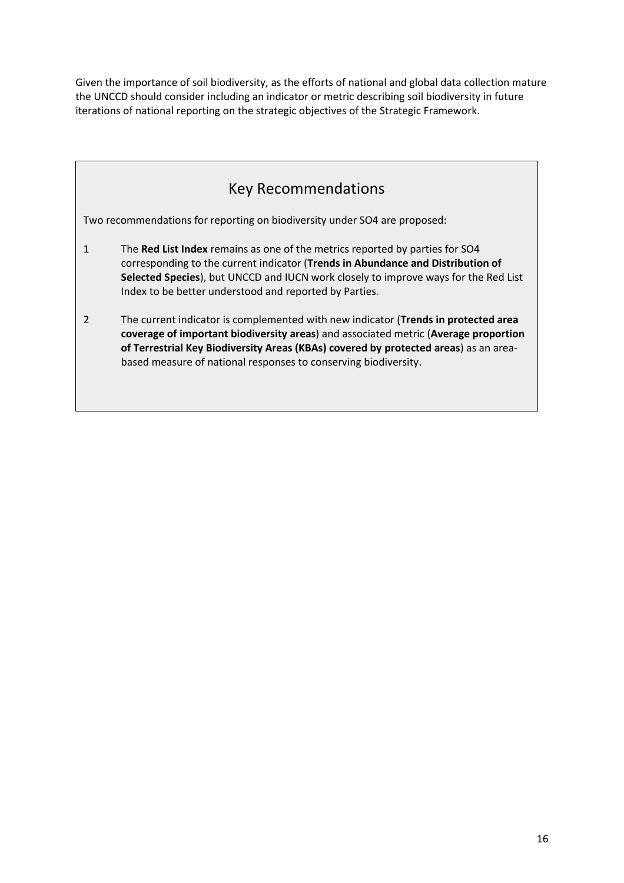Given the importance of soil biodiversity, as the efforts of national and global data collection mature the UNCCD should consider including an indicator or metric describing soil biodiversity in future iterations of national reporting on the strategic objectives of the Strategic Framework.

## Key Recommendations

Two recommendations for reporting on biodiversity under SO4 are proposed:

1. The **Red List Index** remains as one of the metrics reported by parties for SO4 corresponding to the current indicator (**Trends in Abundance and Distribution of Selected Species**), but UNCCD and IUCN work closely to improve ways for the Red List Index to be better understood and reported by Parties.

2. The current indicator is complemented with new indicator (**Trends in protected area coverage of important biodiversity areas**) and associated metric (**Average proportion of Terrestrial Key Biodiversity Areas (KBAs) covered by protected areas**) as an area-based measure of national responses to conserving biodiversity.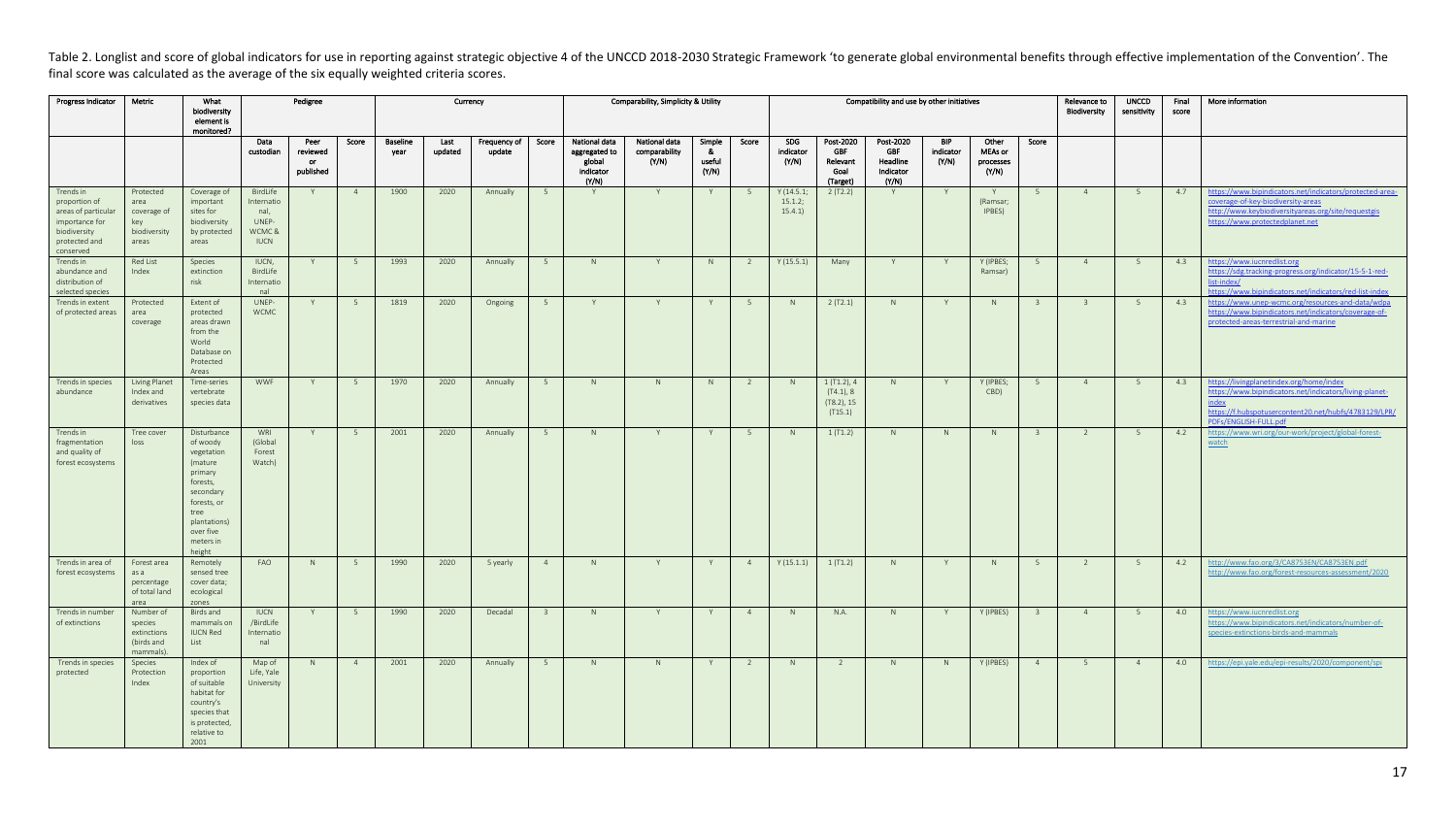Table 2. Longlist and score of global indicators for use in reporting against strategic objective 4 of the UNCCD 2018-2030 Strategic Framework 'to generate global environmental benefits through effective implementation of the Convention'. The final score was calculated as the average of the six equally weighted criteria scores.

| Progress Indicator | Metric | What biodiversity element is monitored? | Pedigree | | | Currency | | | | Comparability, Simplicity & Utility | | | | Compatibility and use by other initiatives | | | | | | Relevance to Biodiversity | UNCCD sensitivity | Final score | More information |
|---|---|---|---|---|---|---|---|---|---|---|---|---|---|---|---|---|---|---|---|---|---|---|---|
| | | | Data custodian | Peer reviewed or published | Score | Baseline year | Last updated | Frequency of update | Score | National data aggregated to global indicator (Y/N) | National data comparability (Y/N) | Simple & useful (Y/N) | Score | SDG indicator (Y/N) | Post-2020 GBF Relevant Goal (Target) | Post-2020 GBF Headline Indicator (Y/N) | BIP indicator (Y/N) | Other MEAs or processes (Y/N) | Score | | | | |
| Trends in proportion of areas of particular importance for biodiversity protected and conserved | Protected area coverage of key biodiversity areas | Coverage of important sites for biodiversity by protected areas | BirdLife International, UNEP-WCMC & IUCN | Y | 4 | 1900 | 2020 | Annually | 5 | Y | Y | Y | 5 | Y (14.5.1; 15.1.2; 15.4.1) | 2 (T2.2) | Y | Y | Y (Ramsar; IPBES) | 5 | 4 | 5 | 4.7 | https://www.bipindicators.net/indicators/protected-area-coverage-of-key-biodiversity-areas http://www.keybiodiversityareas.org/site/requestgis https://www.protectedplanet.net |
| Trends in abundance and distribution of selected species | Red List Index | Species extinction risk | IUCN, BirdLife International | Y | 5 | 1993 | 2020 | Annually | 5 | N | Y | N | 2 | Y (15.5.1) | Many | Y | Y | Y (IPBES; Ramsar) | 5 | 4 | 5 | 4.3 | https://www.iucnredlist.org https://sdg.tracking-progress.org/indicator/15-5-1-red-list-index/ https://www.bipindicators.net/indicators/red-list-index |
| Trends in extent of protected areas | Protected area coverage | Extent of protected areas drawn from the World Database on Protected Areas | UNEP-WCMC | Y | 5 | 1819 | 2020 | Ongoing | 5 | Y | Y | Y | 5 | N | 2 (T2.1) | N | Y | N | 3 | 3 | 5 | 4.3 | https://www.unep-wcmc.org/resources-and-data/wdpa https://www.bipindicators.net/indicators/coverage-of-protected-areas-terrestrial-and-marine |
| Trends in species abundance | Living Planet Index and derivatives | Time-series vertebrate species data | WWF | Y | 5 | 1970 | 2020 | Annually | 5 | N | N | N | 2 | N | 1 (T1.2), 4 (T4.1), 8 (T8.2), 15 (T15.1) | N | Y | Y (IPBES; CBD) | 5 | 4 | 5 | 4.3 | https://livingplanetindex.org/home/index https://www.bipindicators.net/indicators/living-planet-index https://f.hubspotusercontent20.net/hubfs/4783129/LPR/PDFs/ENGLISH-FULL.pdf |
| Trends in fragmentation and quality of forest ecosystems | Tree cover loss | Disturbance of woody vegetation (mature primary forests, secondary forests, or tree plantations) over five meters in height | WRI (Global Forest Watch) | Y | 5 | 2001 | 2020 | Annually | 5 | N | Y | Y | 5 | N | 1 (T1.2) | N | N | N | 3 | 2 | 5 | 4.2 | https://www.wri.org/our-work/project/global-forest-watch |
| Trends in area of forest ecosystems | Forest area as a percentage of total land area | Remotely sensed tree cover data; ecological zones | FAO | N | 5 | 1990 | 2020 | 5 yearly | 4 | N | Y | Y | 4 | Y (15.1.1) | 1 (T1.2) | N | Y | N | 5 | 2 | 5 | 4.2 | http://www.fao.org/3/CA8753EN/CA8753EN.pdf http://www.fao.org/forest-resources-assessment/2020 |
| Trends in number of extinctions | Number of species extinctions (birds and mammals). | Birds and mammals on IUCN Red List | IUCN /BirdLife International | Y | 5 | 1990 | 2020 | Decadal | 3 | N | Y | Y | 4 | N | N.A. | N | Y | Y (IPBES) | 3 | 4 | 5 | 4.0 | https://www.iucnredlist.org https://www.bipindicators.net/indicators/number-of-species-extinctions-birds-and-mammals |
| Trends in species protected | Species Protection Index | Index of proportion of suitable habitat for country's species that is protected, relative to 2001 | Map of Life, Yale University | N | 4 | 2001 | 2020 | Annually | 5 | N | N | Y | 2 | N | 2 | N | N | Y (IPBES) | 4 | 5 | 4 | 4.0 | https://epi.yale.edu/epi-results/2020/component/spi |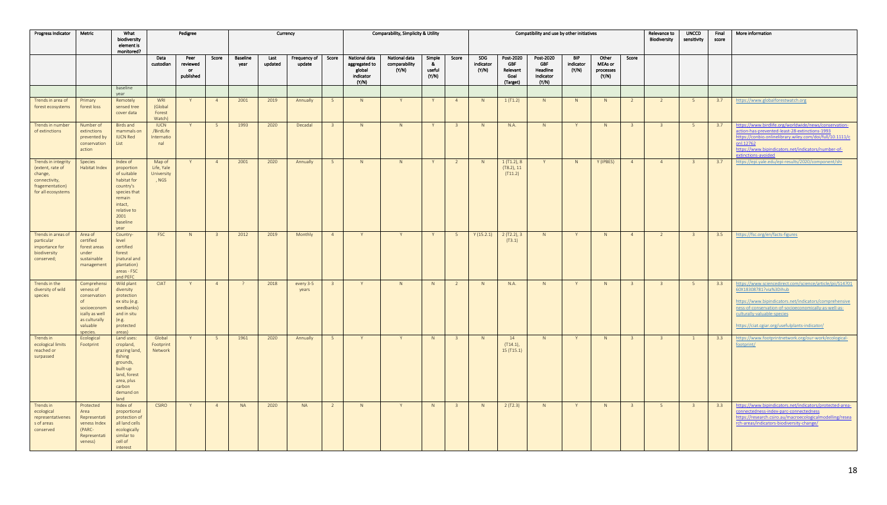| Progress Indicator | Metric | What biodiversity element is monitored? | Pedigree | | | Currency | | | | Comparability, Simplicity & Utility | | | | Compatibility and use by other initiatives | | | | | | Relevance to Biodiversity | UNCCD sensitivity | Final score | More information |
|---|---|---|---|---|---|---|---|---|---|---|---|---|---|---|---|---|---|---|---|---|---|---|---|
| | | | Data custodian | Peer reviewed or published | Score | Baseline year | Last updated | Frequency of update | Score | National data aggregated to global indicator (Y/N) | National data comparability (Y/N) | Simple & useful (Y/N) | Score | SDG indicator (Y/N) | Post-2020 GBF Relevant Goal (Target) | Post-2020 GBF Headline Indicator (Y/N) | BIP indicator (Y/N) | Other MEAs or processes (Y/N) | Score | | | | |
| | | baseline year | | | | | | | | | | | | | | | | | | | | | |
| Trends in area of forest ecosystems | Primary forest loss | Remotely sensed tree cover data | WRI (Global Forest Watch) | Y | 4 | 2001 | 2019 | Annually | 5 | N | Y | Y | 4 | N | 1 (T1.2) | N | N | N | 2 | 2 | 5 | 3.7 | https://www.globalforestwatch.org |
| Trends in number of extinctions | Number of extinctions prevented by conservation action | Birds and mammals on IUCN Red List | IUCN /BirdLife Internatio nal | Y | 5 | 1993 | 2020 | Decadal | 3 | N | N | Y | 3 | N | N.A. | N | Y | N | 3 | 3 | 5 | 3.7 | https://www.birdlife.org/worldwide/news/conservation-action-has-prevented-least-28-extinctions-1993 https://conbio.onlinelibrary.wiley.com/doi/full/10.1111/conl.12762 https://www.bipindicators.net/indicators/number-of-extinctions-avoided |
| Trends in integrity (extent, rate of change, connectivity, fragementation) for all ecosystems | Species Habitat Index | Index of proportion of suitable habitat for country's species that remain intact, relative to 2001 baseline year | Map of Life, Yale University , NGS | Y | 4 | 2001 | 2020 | Annually | 5 | N | N | Y | 2 | N | 1 (T1.2), 8 (T8.2), 11 (T11.2) | Y | N | Y (IPBES) | 4 | 4 | 3 | 3.7 | https://epi.yale.edu/epi-results/2020/component/shi |
| Trends in areas of particular importance for biodiversity conserved; | Area of certified forest areas under sustainable management | Country-level certified forest (natural and plantation) areas - FSC and PEFC | FSC | N | 3 | 2012 | 2019 | Monthly | 4 | Y | Y | Y | 5 | Y (15.2.1) | 2 (T2.2), 3 (T3.1) | N | Y | N | 4 | 2 | 3 | 3.5 | https://fsc.org/en/facts-figures |
| Trends in the diversity of wild species | Comprehensiveness of conservation of socioeconomically as well as culturally valuable species. | Wild plant diversity protection ex situ (e.g. seedbanks) and in situ (e.g. protected areas) | CIAT | Y | 4 | ? | 2018 | every 3-5 years | 3 | Y | N | N | 2 | N | N.A. | N | Y | N | 3 | 3 | 5 | 3.3 | https://www.sciencedirect.com/science/article/pii/S1470160X18308781?via%3Dihub https://www.bipindicators.net/indicators/comprehensiveness-of-conservation-of-socioeconomically-as-well-as-culturally-valuable-species https://ciat.cgiar.org/usefulplants-indicator/ |
| Trends in ecological limits reached or surpassed | Ecological Footprint | Land uses: cropland, grazing land, fishing grounds, built-up land, forest area, plus carbon demand on land | Global Footprint Network | Y | 5 | 1961 | 2020 | Annually | 5 | Y | Y | N | 3 | N | 14 (T14.1), 15 (T15.1) | N | Y | N | 3 | 3 | 1 | 3.3 | https://www.footprintnetwork.org/our-work/ecological-footprint/ |
| Trends in ecological representativenes s of areas conserved | Protected Area Representativeness Index (PARC-Representativeness) | Index of proportional protection of all land cells ecologically similar to cell of interest | CSIRO | Y | 4 | NA | 2020 | NA | 2 | N | Y | N | 3 | N | 2 (T2.3) | N | Y | N | 3 | 5 | 3 | 3.3 | https://www.bipindicators.net/indicators/protected-area-connectedness-index-parc-connectedness https://research.csiro.au/macroecologicalmodelling/research-areas/indicators-biodiversity-change/ |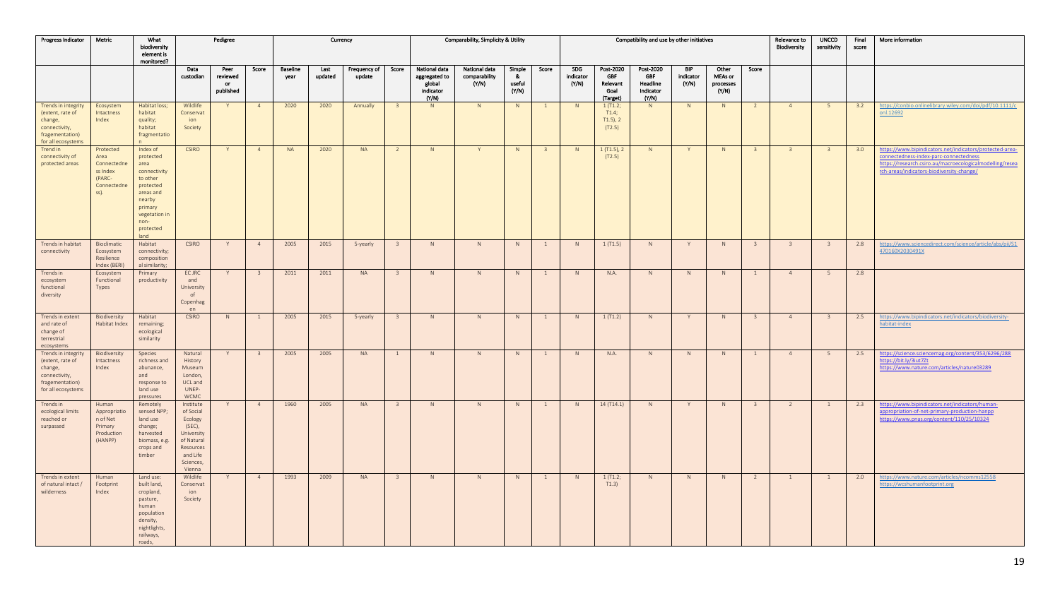| Progress Indicator | Metric | What biodiversity element is monitored? | Pedigree | | | Currency | | | | Comparability, Simplicity & Utility | | | | Compatibility and use by other initiatives | | | | | | Relevance to Biodiversity | UNCCD sensitivity | Final score | More information |
|---|---|---|---|---|---|---|---|---|---|---|---|---|---|---|---|---|---|---|---|---|---|---|---|
| | | | Data custodian | Peer reviewed or published | Score | Baseline year | Last updated | Frequency of update | Score | National data aggregated to global indicator (Y/N) | National data comparability (Y/N) | Simple & useful (Y/N) | Score | SDG indicator (Y/N) | Post-2020 GBF Relevant Goal (Target) | Post-2020 GBF Headline Indicator (Y/N) | BIP indicator (Y/N) | Other MEAs or processes (Y/N) | Score | | | | |
| Trends in integrity (extent, rate of change, connectivity, fragementation) for all ecosystems | Ecosystem Intactness Index | Habitat loss; habitat quality; habitat fragmentation | Wildlife Conservation Society | Y | 4 | 2020 | 2020 | Annually | 3 | N | N | N | 1 | N | 1 (T1.2; T1.4; T1.5), 2 (T2.5) | N | N | N | 2 | 4 | 5 | 3.2 | https://conbio.onlinelibrary.wiley.com/doi/pdf/10.1111/conl.12692 |
| Trend in connectivity of protected areas | Protected Area Connectedness Index (PARC-Connectedness). | Index of protected area connectivity to other protected areas and nearby primary vegetation in non-protected land | CSIRO | Y | 4 | NA | 2020 | NA | 2 | N | Y | N | 3 | N | 1 (T1.5), 2 (T2.5) | N | Y | N | 3 | 3 | 3 | 3.0 | https://www.bipindicators.net/indicators/protected-area-connectedness-index-parc-connectedness https://research.csiro.au/macroecologicalmodelling/research-areas/indicators-biodiversity-change/ |
| Trends in habitat connectivity | Bioclimatic Ecosystem Resilience Index (BERI) | Habitat connectivity; composition al similarity; | CSIRO | Y | 4 | 2005 | 2015 | 5-yearly | 3 | N | N | N | 1 | N | 1 (T1.5) | N | Y | N | 3 | 3 | 3 | 2.8 | https://www.sciencedirect.com/science/article/abs/pii/S1470160X2030491X |
| Trends in ecosystem functional diversity | Ecosystem Functional Types | Primary productivity | EC JRC and University of Copenhagen | Y | 3 | 2011 | 2011 | NA | 3 | N | N | N | 1 | N | N.A. | N | N | N | 1 | 4 | 5 | 2.8 | |
| Trends in extent and rate of change of terrestrial ecosystems | Biodiversity Habitat Index | Habitat remaining; ecological similarity | CSIRO | N | 1 | 2005 | 2015 | 5-yearly | 3 | N | N | N | 1 | N | 1 (T1.2) | N | Y | N | 3 | 4 | 3 | 2.5 | https://www.bipindicators.net/indicators/biodiversity-habitat-index |
| Trends in integrity (extent, rate of change, connectivity, fragementation) for all ecosystems | Biodiversity Intactness Index | Species richness and abunance, and response to land use pressures | Natural History Museum London, UCL and UNEP-WCMC | Y | 3 | 2005 | 2005 | NA | 1 | N | N | N | 1 | N | N.A. | N | N | N | 1 | 4 | 5 | 2.5 | https://science.sciencemag.org/content/353/6296/288 https://bit.ly/3iut7Zt https://www.nature.com/articles/nature03289 |
| Trends in ecological limits reached or surpassed | Human Appropriation of Net Primary Production (HANPP) | Remotely sensed NPP; land use change; harvested biomass, e.g. crops and timber | Institute of Social Ecology (SEC), University of Natural Resources and Life Sciences, Vienna | Y | 4 | 1960 | 2005 | NA | 3 | N | N | N | 1 | N | 14 (T14.1) | N | Y | N | 3 | 2 | 1 | 2.3 | https://www.bipindicators.net/indicators/human-appropriation-of-net-primary-production-hanpp https://www.pnas.org/content/110/25/10324 |
| Trends in extent of natural intact / wilderness | Human Footprint Index | Land use: built land, cropland, pasture, human population density, nightlights, railways, roads, | Wildlife Conservation Society | Y | 4 | 1993 | 2009 | NA | 3 | N | N | N | 1 | N | 1 (T1.2; T1.3) | N | N | N | 2 | 1 | 1 | 2.0 | https://www.nature.com/articles/ncomms12558 https://wcshumanfootprint.org |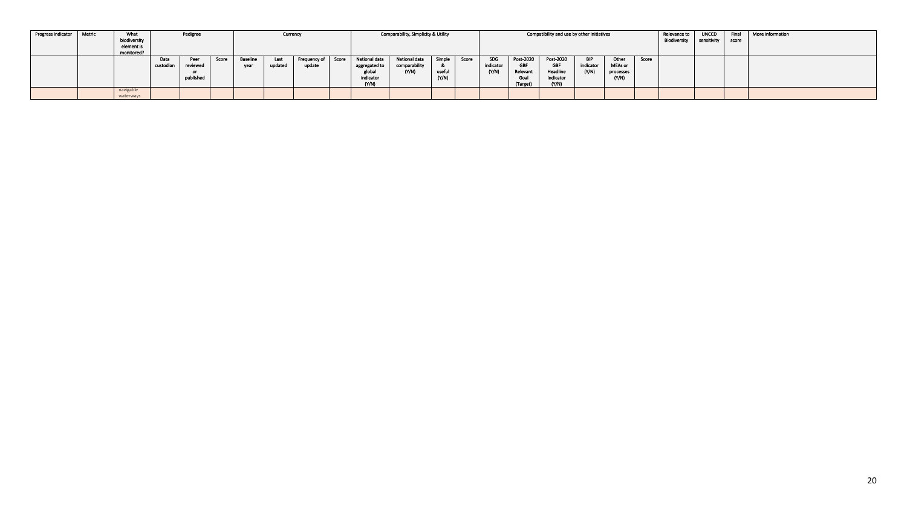| Progress Indicator | Metric | What biodiversity element is monitored? | Pedigree | | | Currency | | | | Comparability, Simplicity & Utility | | | | Compatibility and use by other initiatives | | | | | | Relevance to Biodiversity | UNCCD sensitivity | Final score | More information |
|---|---|---|---|---|---|---|---|---|---|---|---|---|---|---|---|---|---|---|---|---|---|---|---|
| | | | Data custodian | Peer reviewed or published | Score | Baseline year | Last updated | Frequency of update | Score | National data aggregated to global indicator (Y/N) | National data comparability (Y/N) | Simple & useful (Y/N) | Score | SDG indicator (Y/N) | Post-2020 GBF Relevant Goal (Target) | Post-2020 GBF Headline Indicator (Y/N) | BIP indicator (Y/N) | Other MEAs or processes (Y/N) | Score | | | | |
| | | navigable waterways | | | | | | | | | | | | | | | | | | | | | |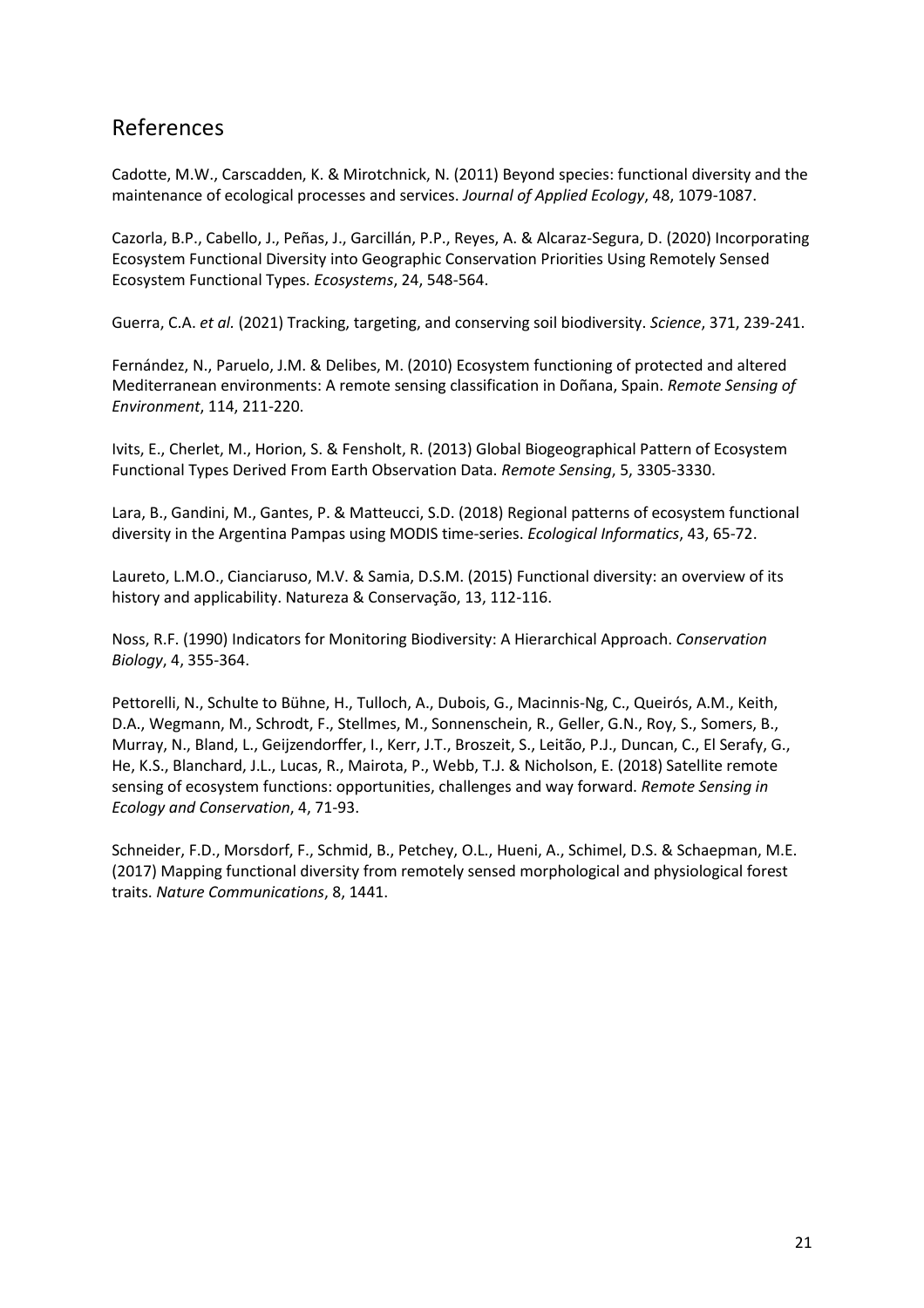## References

Cadotte, M.W., Carscadden, K. & Mirotchnick, N. (2011) Beyond species: functional diversity and the maintenance of ecological processes and services. *Journal of Applied Ecology*, 48, 1079-1087.

Cazorla, B.P., Cabello, J., Peñas, J., Garcillán, P.P., Reyes, A. & Alcaraz-Segura, D. (2020) Incorporating Ecosystem Functional Diversity into Geographic Conservation Priorities Using Remotely Sensed Ecosystem Functional Types. *Ecosystems*, 24, 548-564.

Guerra, C.A. *et al.* (2021) Tracking, targeting, and conserving soil biodiversity. *Science*, 371, 239-241.

Fernández, N., Paruelo, J.M. & Delibes, M. (2010) Ecosystem functioning of protected and altered Mediterranean environments: A remote sensing classification in Doñana, Spain. *Remote Sensing of Environment*, 114, 211-220.

Ivits, E., Cherlet, M., Horion, S. & Fensholt, R. (2013) Global Biogeographical Pattern of Ecosystem Functional Types Derived From Earth Observation Data. *Remote Sensing*, 5, 3305-3330.

Lara, B., Gandini, M., Gantes, P. & Matteucci, S.D. (2018) Regional patterns of ecosystem functional diversity in the Argentina Pampas using MODIS time-series. *Ecological Informatics*, 43, 65-72.

Laureto, L.M.O., Cianciaruso, M.V. & Samia, D.S.M. (2015) Functional diversity: an overview of its history and applicability. Natureza & Conservação, 13, 112-116.

Noss, R.F. (1990) Indicators for Monitoring Biodiversity: A Hierarchical Approach. *Conservation Biology*, 4, 355-364.

Pettorelli, N., Schulte to Bühne, H., Tulloch, A., Dubois, G., Macinnis-Ng, C., Queirós, A.M., Keith, D.A., Wegmann, M., Schrodt, F., Stellmes, M., Sonnenschein, R., Geller, G.N., Roy, S., Somers, B., Murray, N., Bland, L., Geijzendorffer, I., Kerr, J.T., Broszeit, S., Leitão, P.J., Duncan, C., El Serafy, G., He, K.S., Blanchard, J.L., Lucas, R., Mairota, P., Webb, T.J. & Nicholson, E. (2018) Satellite remote sensing of ecosystem functions: opportunities, challenges and way forward. *Remote Sensing in Ecology and Conservation*, 4, 71-93.

Schneider, F.D., Morsdorf, F., Schmid, B., Petchey, O.L., Hueni, A., Schimel, D.S. & Schaepman, M.E. (2017) Mapping functional diversity from remotely sensed morphological and physiological forest traits. *Nature Communications*, 8, 1441.